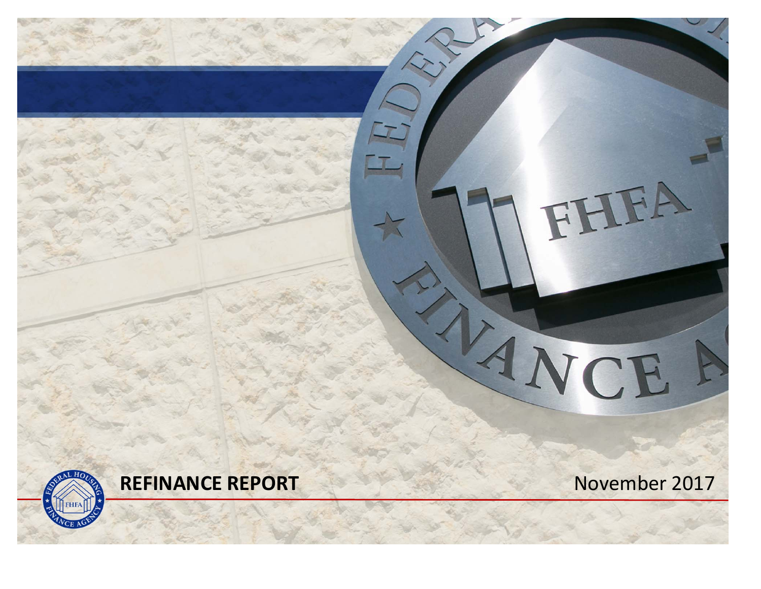# REFINANCE REPORT

November 2017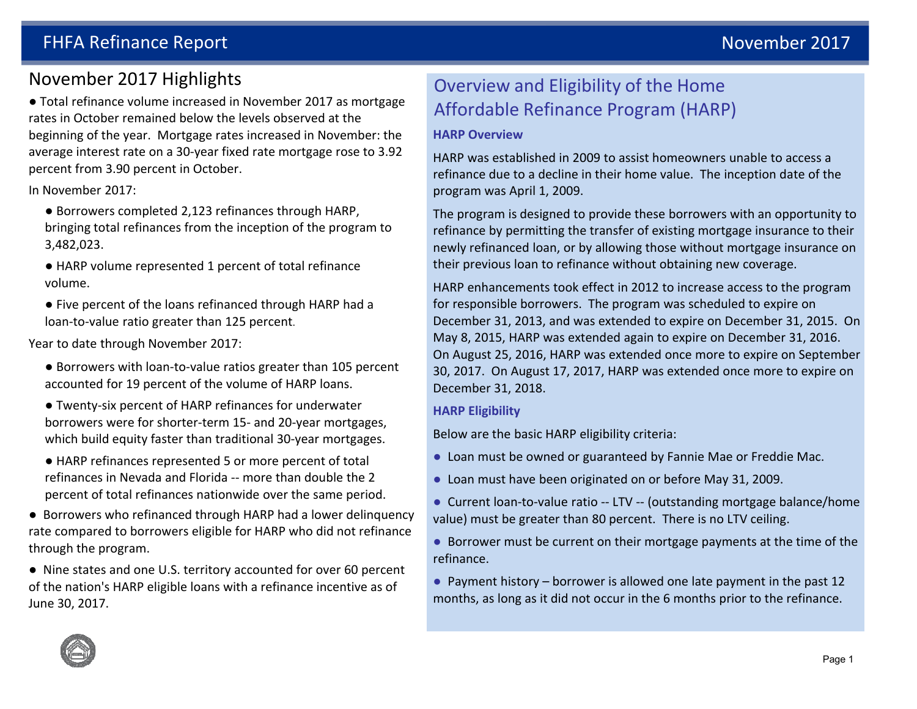## November 2017 Highlights

● Total refinance volume increased in November 2017 as mortgage rates in October remained below the levels observed at the beginning of the year. Mortgage rates increased in November: the average interest rate on a 30-year fixed rate mortgage rose to 3.92 percent from 3.90 percent in October.

In November 2017:

- ● Borrowers completed 2,123 refinances through HARP, bringing total refinances from the inception of the program to 3,482,023.
- ● HARP volume represented 1 percent of total refinance volume.
- ● Five percent of the loans refinanced through HARP had a loan-to-value ratio greater than 125 percent.

Year to date through November 2017:

- ● Borrowers with loan-to-value ratios greater than 105 percent accounted for 19 percent of the volume of HARP loans.
- ● Twenty-six percent of HARP refinances for underwater borrowers were for shorter-term 15- and 20-year mortgages, which build equity faster than traditional 30-year mortgages.
- ● HARP refinances represented 5 or more percent of total refinances in Nevada and Florida -- more than double the 2 percent of total refinances nationwide over the same period.

● Borrowers who refinanced through HARP had a lower delinquency rate compared to borrowers eligible for HARP who did not refinance through the program.

● Nine states and one U.S. territory accounted for over 60 percent of the nation's HARP eligible loans with a refinance incentive as of June 30, 2017.

## Overview and Eligibility of the Home Affordable Refinance Program (HARP)

### HARP Overview

HARP was established in 2009 to assist homeowners unable to access a refinance due to a decline in their home value. The inception date of the program was April 1, 2009.

The program is designed to provide these borrowers with an opportunity to refinance by permitting the transfer of existing mortgage insurance to their newly refinanced loan, or by allowing those without mortgage insurance on their previous loan to refinance without obtaining new coverage.

HARP enhancements took effect in 2012 to increase access to the program for responsible borrowers. The program was scheduled to expire on December 31, 2013, and was extended to expire on December 31, 2015. On May 8, 2015, HARP was extended again to expire on December 31, 2016. On August 25, 2016, HARP was extended once more to expire on September 30, 2017. On August 17, 2017, HARP was extended once more to expire on December 31, 2018.

### HARP Eligibility

Below are the basic HARP eligibility criteria:

- ● Loan must be owned or guaranteed by Fannie Mae or Freddie Mac.
- ● Loan must have been originated on or before May 31, 2009.
- ● Current loan-to-value ratio -- LTV -- (outstanding mortgage balance/home value) must be greater than 80 percent. There is no LTV ceiling.
- ● Borrower must be current on their mortgage payments at the time of the refinance.
- ● Payment history – borrower is allowed one late payment in the past 12 months, as long as it did not occur in the 6 months prior to the refinance.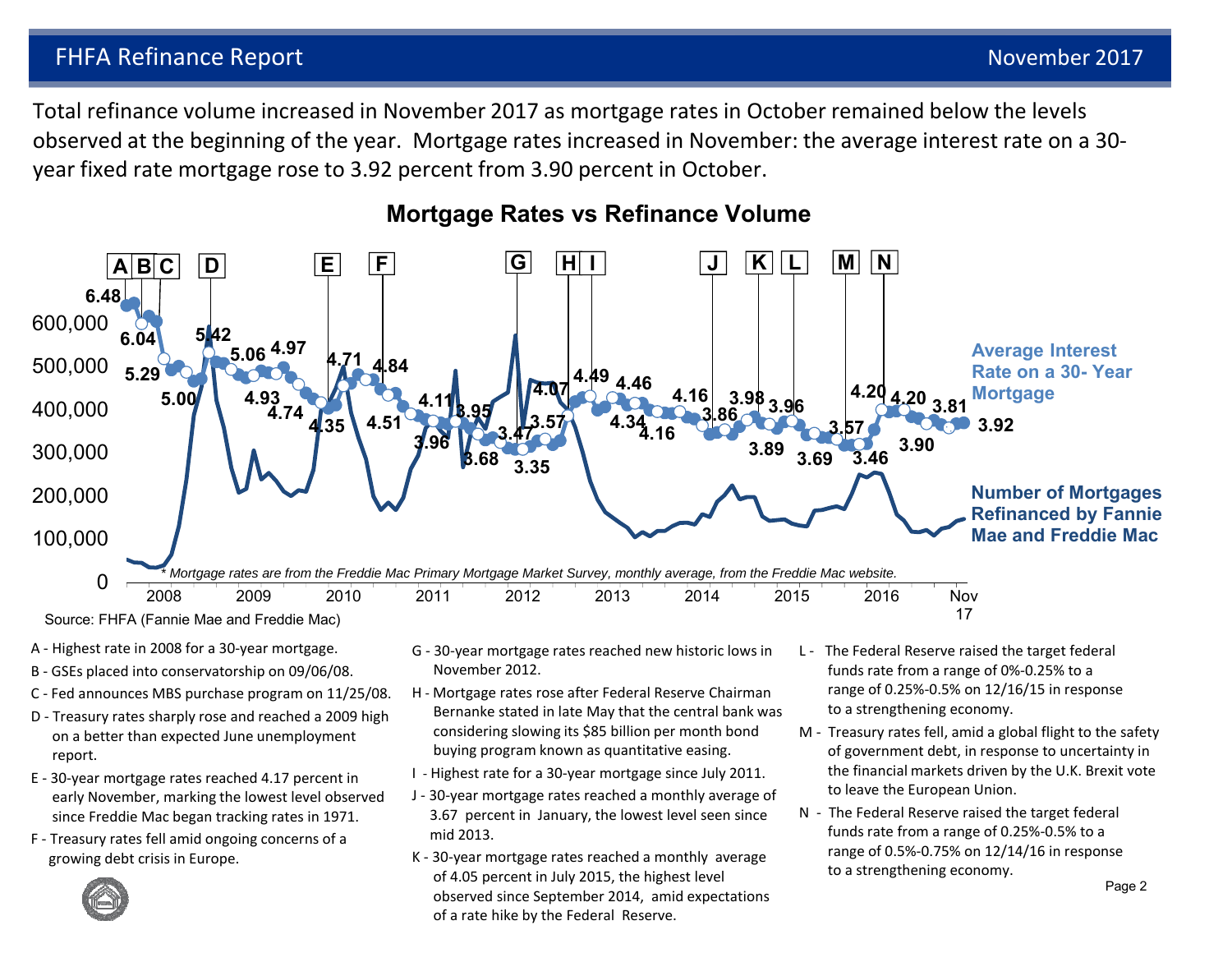## FHFA Refinance Report — November 2017

Total refinance volume increased in November 2017 as mortgage rates in October remained below the levels observed at the beginning of the year. Mortgage rates increased in November: the average interest rate on a 30-year fixed rate mortgage rose to 3.92 percent from 3.90 percent in October.

### Mortgage Rates vs Refinance Volume

*\* Mortgage rates are from the Freddie Mac Primary Mortgage Market Survey, monthly average, from the Freddie Mac website.*

Source: FHFA (Fannie Mae and Freddie Mac)

- A - Highest rate in 2008 for a 30-year mortgage.
- B - GSEs placed into conservatorship on 09/06/08.
- C - Fed announces MBS purchase program on 11/25/08.
- D - Treasury rates sharply rose and reached a 2009 high on a better than expected June unemployment report.
- E - 30-year mortgage rates reached 4.17 percent in early November, marking the lowest level observed since Freddie Mac began tracking rates in 1971.
- F - Treasury rates fell amid ongoing concerns of a growing debt crisis in Europe.
- G - 30-year mortgage rates reached new historic lows in November 2012.
- H - Mortgage rates rose after Federal Reserve Chairman Bernanke stated in late May that the central bank was considering slowing its $85 billion per month bond buying program known as quantitative easing.
- I - Highest rate for a 30-year mortgage since July 2011.
- J - 30-year mortgage rates reached a monthly average of 3.67 percent in January, the lowest level seen since mid 2013.
- K - 30-year mortgage rates reached a monthly average of 4.05 percent in July 2015, the highest level observed since September 2014, amid expectations of a rate hike by the Federal Reserve.
- L - The Federal Reserve raised the target federal funds rate from a range of 0%-0.25% to a range of 0.25%-0.5% on 12/16/15 in response to a strengthening economy.
- M - Treasury rates fell, amid a global flight to the safety of government debt, in response to uncertainty in the financial markets driven by the U.K. Brexit vote to leave the European Union.
- N - The Federal Reserve raised the target federal funds rate from a range of 0.25%-0.5% to a range of 0.5%-0.75% on 12/14/16 in response to a strengthening economy.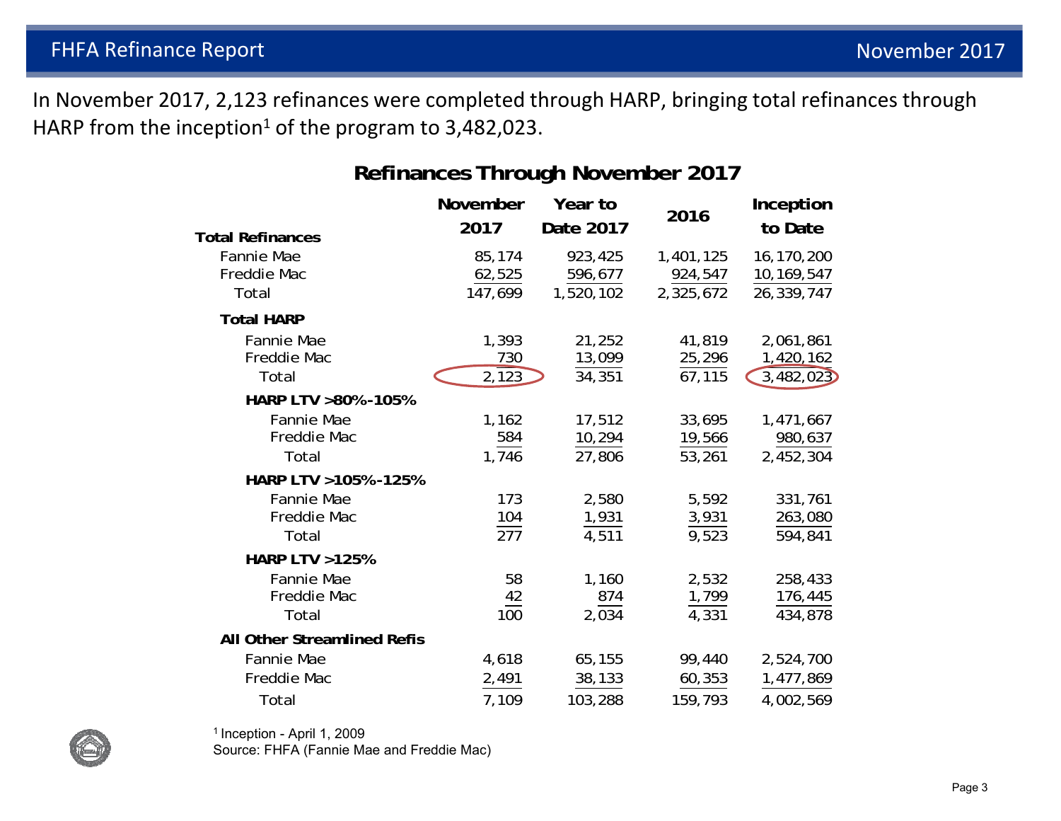In November 2017, 2,123 refinances were completed through HARP, bringing total refinances through HARP from the inception[1] of the program to 3,482,023.

## Refinances Through November 2017

| | November 2017 | Year to Date 2017 | 2016 | Inception to Date |
|---|---|---|---|---|
| **Total Refinances** | | | | |
| Fannie Mae | 85,174 | 923,425 | 1,401,125 | 16,170,200 |
| Freddie Mac | 62,525 | 596,677 | 924,547 | 10,169,547 |
| Total | 147,699 | 1,520,102 | 2,325,672 | 26,339,747 |
| **Total HARP** | | | | |
| Fannie Mae | 1,393 | 21,252 | 41,819 | 2,061,861 |
| Freddie Mac | 730 | 13,099 | 25,296 | 1,420,162 |
| Total | 2,123 | 34,351 | 67,115 | 3,482,023 |
| **HARP LTV >80%-105%** | | | | |
| Fannie Mae | 1,162 | 17,512 | 33,695 | 1,471,667 |
| Freddie Mac | 584 | 10,294 | 19,566 | 980,637 |
| Total | 1,746 | 27,806 | 53,261 | 2,452,304 |
| **HARP LTV >105%-125%** | | | | |
| Fannie Mae | 173 | 2,580 | 5,592 | 331,761 |
| Freddie Mac | 104 | 1,931 | 3,931 | 263,080 |
| Total | 277 | 4,511 | 9,523 | 594,841 |
| **HARP LTV >125%** | | | | |
| Fannie Mae | 58 | 1,160 | 2,532 | 258,433 |
| Freddie Mac | 42 | 874 | 1,799 | 176,445 |
| Total | 100 | 2,034 | 4,331 | 434,878 |
| **All Other Streamlined Refis** | | | | |
| Fannie Mae | 4,618 | 65,155 | 99,440 | 2,524,700 |
| Freddie Mac | 2,491 | 38,133 | 60,353 | 1,477,869 |
| Total | 7,109 | 103,288 | 159,793 | 4,002,569 |

[1] Inception - April 1, 2009

Source: FHFA (Fannie Mae and Freddie Mac)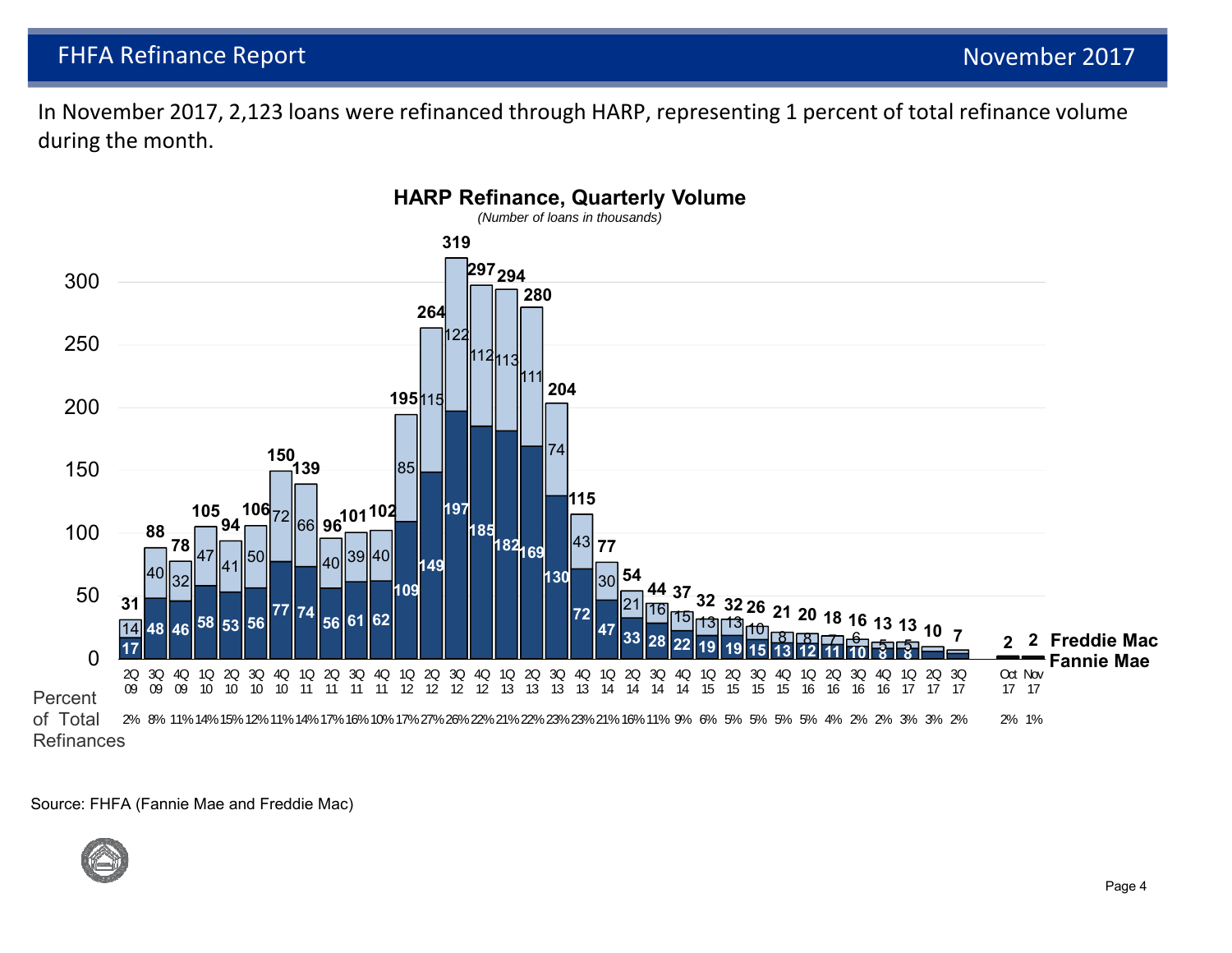# FHFA Refinance Report — November 2017

In November 2017, 2,123 loans were refinanced through HARP, representing 1 percent of total refinance volume during the month.

**HARP Refinance, Quarterly Volume**

*(Number of loans in thousands)*

| Period | Fannie Mae | Freddie Mac | Total | Percent of Total Refinances |
|---|---|---|---|---|
| 2Q 09 | 17 | 14 | 31 | 2% |
| 3Q 09 | 48 | 40 | 88 | 8% |
| 4Q 09 | 46 | 32 | 78 | 11% |
| 1Q 10 | 58 | 47 | 105 | 14% |
| 2Q 10 | 53 | 41 | 94 | 15% |
| 3Q 10 | 56 | 50 | 106 | 12% |
| 4Q 10 | 77 | 72 | 150 | 11% |
| 1Q 11 | 74 | 66 | 139 | 14% |
| 2Q 11 | 56 | 40 | 96 | 17% |
| 3Q 11 | 61 | 39 | 101 | 16% |
| 4Q 11 | 62 | 40 | 102 | 10% |
| 1Q 12 | 109 | 85 | 195 | 17% |
| 2Q 12 | 149 | 115 | 264 | 27% |
| 3Q 12 | 197 | 122 | 319 | 26% |
| 4Q 12 | 185 | 112 | 297 | 22% |
| 1Q 13 | 182 | 113 | 294 | 21% |
| 2Q 13 | 169 | 111 | 280 | 22% |
| 3Q 13 | 130 | 74 | 204 | 23% |
| 4Q 13 | 72 | 43 | 115 | 23% |
| 1Q 14 | 47 | 30 | 77 | 21% |
| 2Q 14 | 33 | 21 | 54 | 16% |
| 3Q 14 | 28 | 16 | 44 | 11% |
| 4Q 14 | 22 | 15 | 37 | 9% |
| 1Q 15 | 19 | 13 | 32 | 6% |
| 2Q 15 | 19 | 13 | 32 | 5% |
| 3Q 15 | 15 | 10 | 26 | 5% |
| 4Q 15 | 13 | 8 | 21 | 5% |
| 1Q 16 | 12 | 8 | 20 | 5% |
| 2Q 16 | 11 | 7 | 18 | 4% |
| 3Q 16 | 10 | 6 | 16 | 2% |
| 4Q 16 | 8 | 5 | 13 | 2% |
| 1Q 17 | 8 | 5 | 13 | 3% |
| 2Q 17 | | | 10 | 3% |
| 3Q 17 | | | 7 | 2% |
| Oct 17 | | | 2 | 2% |
| Nov 17 | | | 2 | 1% |

Source: FHFA (Fannie Mae and Freddie Mac)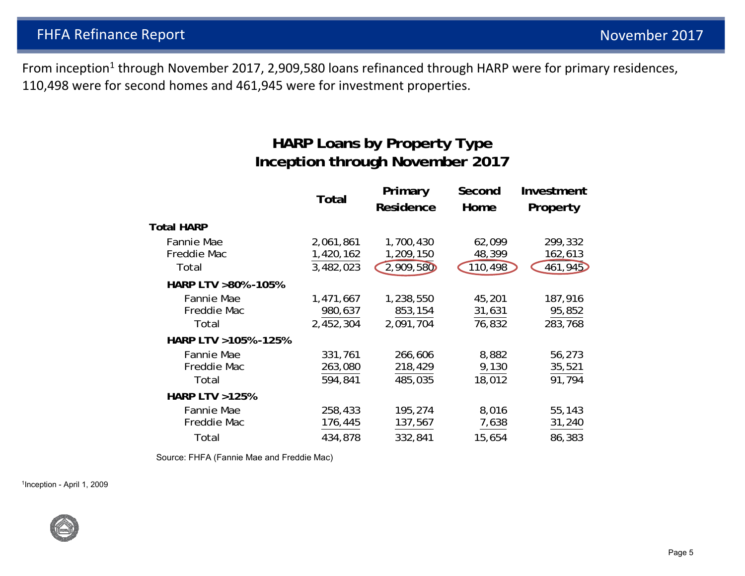From inception[1] through November 2017, 2,909,580 loans refinanced through HARP were for primary residences, 110,498 were for second homes and 461,945 were for investment properties.

## HARP Loans by Property Type
## Inception through November 2017

| | Total | Primary Residence | Second Home | Investment Property |
|---|---|---|---|---|
| **Total HARP** | | | | |
| Fannie Mae | 2,061,861 | 1,700,430 | 62,099 | 299,332 |
| Freddie Mac | 1,420,162 | 1,209,150 | 48,399 | 162,613 |
| Total | 3,482,023 | 2,909,580 | 110,498 | 461,945 |
| **HARP LTV >80%-105%** | | | | |
| Fannie Mae | 1,471,667 | 1,238,550 | 45,201 | 187,916 |
| Freddie Mac | 980,637 | 853,154 | 31,631 | 95,852 |
| Total | 2,452,304 | 2,091,704 | 76,832 | 283,768 |
| **HARP LTV >105%-125%** | | | | |
| Fannie Mae | 331,761 | 266,606 | 8,882 | 56,273 |
| Freddie Mac | 263,080 | 218,429 | 9,130 | 35,521 |
| Total | 594,841 | 485,035 | 18,012 | 91,794 |
| **HARP LTV >125%** | | | | |
| Fannie Mae | 258,433 | 195,274 | 8,016 | 55,143 |
| Freddie Mac | 176,445 | 137,567 | 7,638 | 31,240 |
| Total | 434,878 | 332,841 | 15,654 | 86,383 |

Source: FHFA (Fannie Mae and Freddie Mac)

[1]Inception - April 1, 2009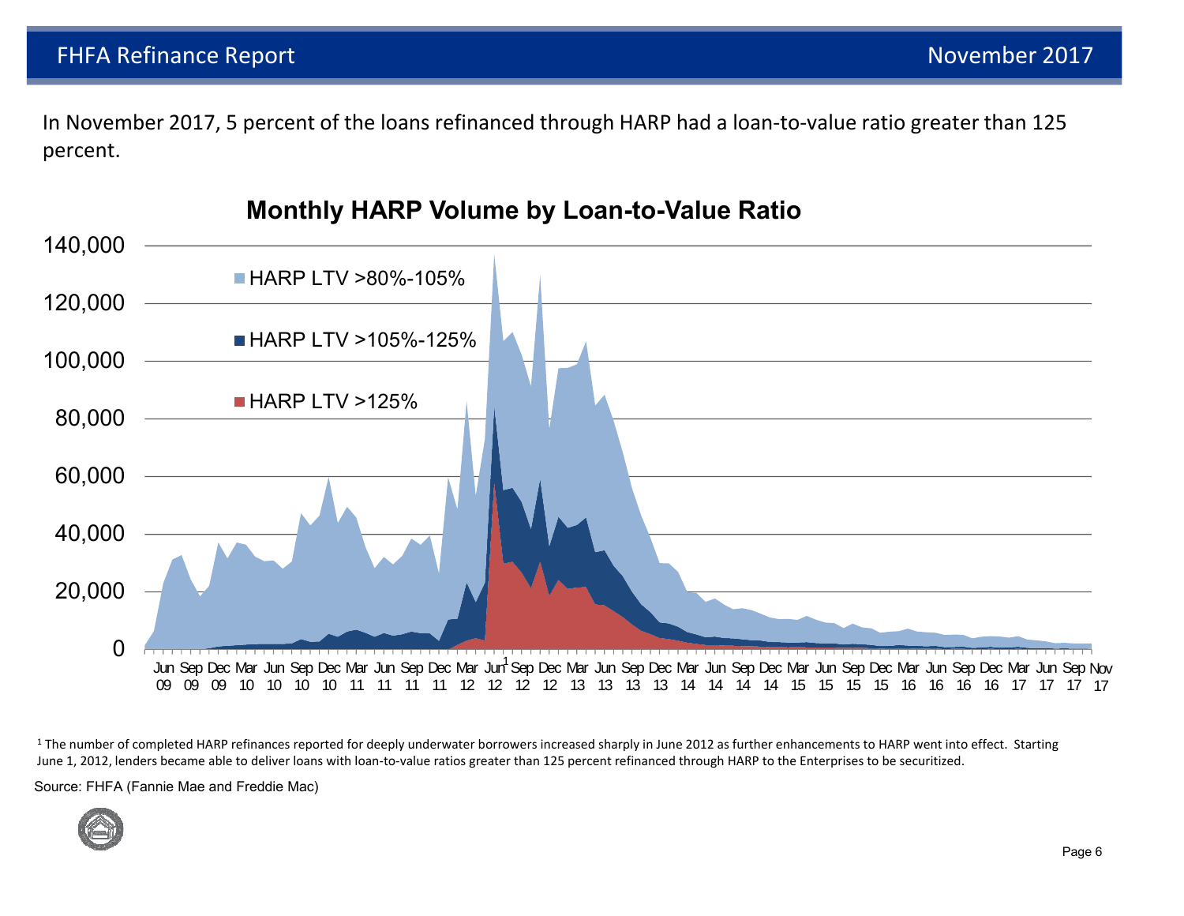In November 2017, 5 percent of the loans refinanced through HARP had a loan-to-value ratio greater than 125 percent.

**Monthly HARP Volume by Loan-to-Value Ratio**

[1] The number of completed HARP refinances reported for deeply underwater borrowers increased sharply in June 2012 as further enhancements to HARP went into effect. Starting June 1, 2012, lenders became able to deliver loans with loan-to-value ratios greater than 125 percent refinanced through HARP to the Enterprises to be securitized.

Source: FHFA (Fannie Mae and Freddie Mac)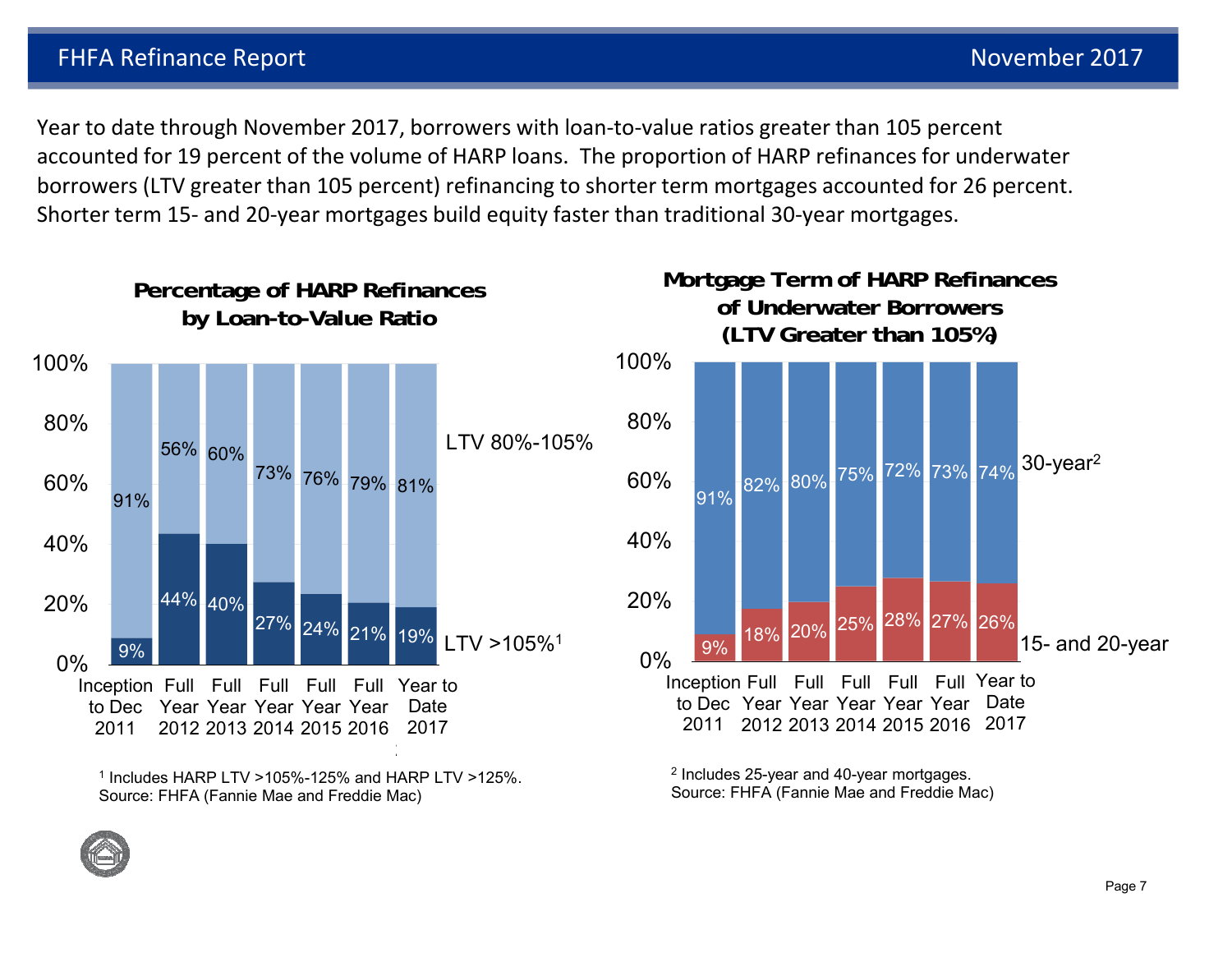Year to date through November 2017, borrowers with loan-to-value ratios greater than 105 percent accounted for 19 percent of the volume of HARP loans. The proportion of HARP refinances for underwater borrowers (LTV greater than 105 percent) refinancing to shorter term mortgages accounted for 26 percent. Shorter term 15- and 20-year mortgages build equity faster than traditional 30-year mortgages.

**Percentage of HARP Refinances by Loan-to-Value Ratio**

| | Inception to Dec 2011 | Full Year 2012 | Full Year 2013 | Full Year 2014 | Full Year 2015 | Full Year 2016 | Year to Date 2017 |
|---|---|---|---|---|---|---|---|
| LTV 80%-105% | 91% | 56% | 60% | 73% | 76% | 79% | 81% |
| LTV >105%[1] | 9% | 44% | 40% | 27% | 24% | 21% | 19% |

[1] Includes HARP LTV >105%-125% and HARP LTV >125%.
Source: FHFA (Fannie Mae and Freddie Mac)

**Mortgage Term of HARP Refinances of Underwater Borrowers (LTV Greater than 105%)**

| | Inception to Dec 2011 | Full Year 2012 | Full Year 2013 | Full Year 2014 | Full Year 2015 | Full Year 2016 | Year to Date 2017 |
|---|---|---|---|---|---|---|---|
| 30-year[2] | 91% | 82% | 80% | 75% | 72% | 73% | 74% |
| 15- and 20-year | 9% | 18% | 20% | 25% | 28% | 27% | 26% |

[2] Includes 25-year and 40-year mortgages.
Source: FHFA (Fannie Mae and Freddie Mac)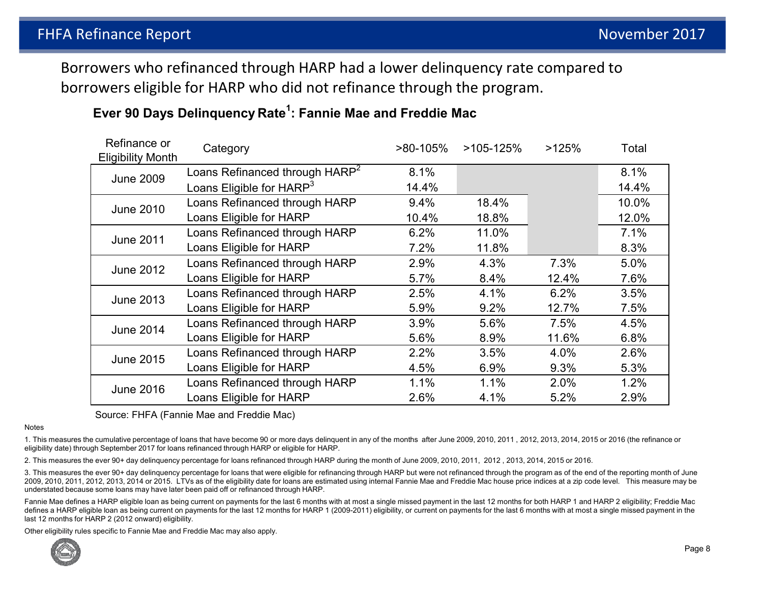Borrowers who refinanced through HARP had a lower delinquency rate compared to borrowers eligible for HARP who did not refinance through the program.

## Ever 90 Days Delinquency Rate[1]: Fannie Mae and Freddie Mac

| Refinance or Eligibility Month | Category | >80-105% | >105-125% | >125% | Total |
|---|---|---|---|---|---|
| June 2009 | Loans Refinanced through HARP[2] | 8.1% | | | 8.1% |
| | Loans Eligible for HARP[3] | 14.4% | | | 14.4% |
| June 2010 | Loans Refinanced through HARP | 9.4% | 18.4% | | 10.0% |
| | Loans Eligible for HARP | 10.4% | 18.8% | | 12.0% |
| June 2011 | Loans Refinanced through HARP | 6.2% | 11.0% | | 7.1% |
| | Loans Eligible for HARP | 7.2% | 11.8% | | 8.3% |
| June 2012 | Loans Refinanced through HARP | 2.9% | 4.3% | 7.3% | 5.0% |
| | Loans Eligible for HARP | 5.7% | 8.4% | 12.4% | 7.6% |
| June 2013 | Loans Refinanced through HARP | 2.5% | 4.1% | 6.2% | 3.5% |
| | Loans Eligible for HARP | 5.9% | 9.2% | 12.7% | 7.5% |
| June 2014 | Loans Refinanced through HARP | 3.9% | 5.6% | 7.5% | 4.5% |
| | Loans Eligible for HARP | 5.6% | 8.9% | 11.6% | 6.8% |
| June 2015 | Loans Refinanced through HARP | 2.2% | 3.5% | 4.0% | 2.6% |
| | Loans Eligible for HARP | 4.5% | 6.9% | 9.3% | 5.3% |
| June 2016 | Loans Refinanced through HARP | 1.1% | 1.1% | 2.0% | 1.2% |
| | Loans Eligible for HARP | 2.6% | 4.1% | 5.2% | 2.9% |

Source: FHFA (Fannie Mae and Freddie Mac)

Notes

1. This measures the cumulative percentage of loans that have become 90 or more days delinquent in any of the months after June 2009, 2010, 2011 , 2012, 2013, 2014, 2015 or 2016 (the refinance or eligibility date) through September 2017 for loans refinanced through HARP or eligible for HARP.

2. This measures the ever 90+ day delinquency percentage for loans refinanced through HARP during the month of June 2009, 2010, 2011, 2012 , 2013, 2014, 2015 or 2016.

3. This measures the ever 90+ day delinquency percentage for loans that were eligible for refinancing through HARP but were not refinanced through the program as of the end of the reporting month of June 2009, 2010, 2011, 2012, 2013, 2014 or 2015. LTVs as of the eligibility date for loans are estimated using internal Fannie Mae and Freddie Mac house price indices at a zip code level. This measure may be understated because some loans may have later been paid off or refinanced through HARP.

Fannie Mae defines a HARP eligible loan as being current on payments for the last 6 months with at most a single missed payment in the last 12 months for both HARP 1 and HARP 2 eligibility; Freddie Mac defines a HARP eligible loan as being current on payments for the last 12 months for HARP 1 (2009-2011) eligibility, or current on payments for the last 6 months with at most a single missed payment in the last 12 months for HARP 2 (2012 onward) eligibility.

Other eligibility rules specific to Fannie Mae and Freddie Mac may also apply.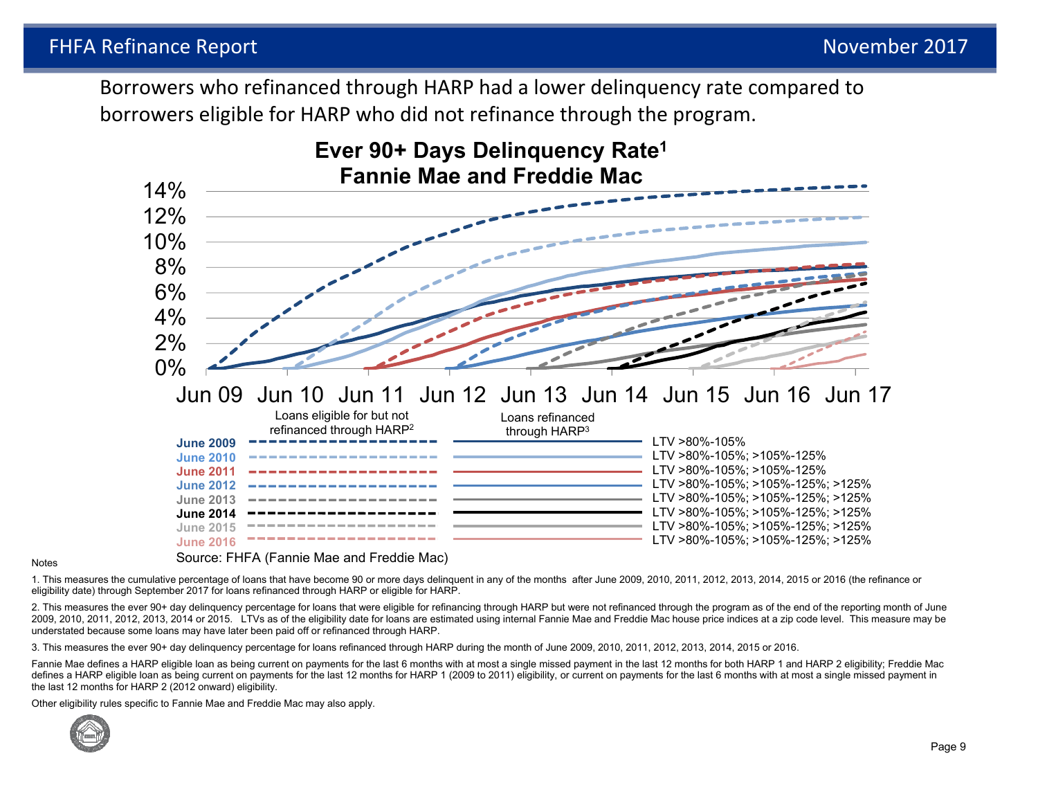Borrowers who refinanced through HARP had a lower delinquency rate compared to borrowers eligible for HARP who did not refinance through the program.

**Ever 90+ Days Delinquency Rate[1]**
**Fannie Mae and Freddie Mac**

| | Loans eligible for but not refinanced through HARP[2] | Loans refinanced through HARP[3] | |
|---|---|---|---|
| June 2009 | dashed | solid | LTV >80%-105% |
| June 2010 | dashed | solid | LTV >80%-105%; >105%-125% |
| June 2011 | dashed | solid | LTV >80%-105%; >105%-125% |
| June 2012 | dashed | solid | LTV >80%-105%; >105%-125%; >125% |
| June 2013 | dashed | solid | LTV >80%-105%; >105%-125%; >125% |
| June 2014 | dashed | solid | LTV >80%-105%; >105%-125%; >125% |
| June 2015 | dashed | solid | LTV >80%-105%; >105%-125%; >125% |
| June 2016 | dashed | solid | LTV >80%-105%; >105%-125%; >125% |

Source: FHFA (Fannie Mae and Freddie Mac)

Notes

1. This measures the cumulative percentage of loans that have become 90 or more days delinquent in any of the months after June 2009, 2010, 2011, 2012, 2013, 2014, 2015 or 2016 (the refinance or eligibility date) through September 2017 for loans refinanced through HARP or eligible for HARP.

2. This measures the ever 90+ day delinquency percentage for loans that were eligible for refinancing through HARP but were not refinanced through the program as of the end of the reporting month of June 2009, 2010, 2011, 2012, 2013, 2014 or 2015. LTVs as of the eligibility date for loans are estimated using internal Fannie Mae and Freddie Mac house price indices at a zip code level. This measure may be understated because some loans may have later been paid off or refinanced through HARP.

3. This measures the ever 90+ day delinquency percentage for loans refinanced through HARP during the month of June 2009, 2010, 2011, 2012, 2013, 2014, 2015 or 2016.

Fannie Mae defines a HARP eligible loan as being current on payments for the last 6 months with at most a single missed payment in the last 12 months for both HARP 1 and HARP 2 eligibility; Freddie Mac defines a HARP eligible loan as being current on payments for the last 12 months for HARP 1 (2009 to 2011) eligibility, or current on payments for the last 6 months with at most a single missed payment in the last 12 months for HARP 2 (2012 onward) eligibility.

Other eligibility rules specific to Fannie Mae and Freddie Mac may also apply.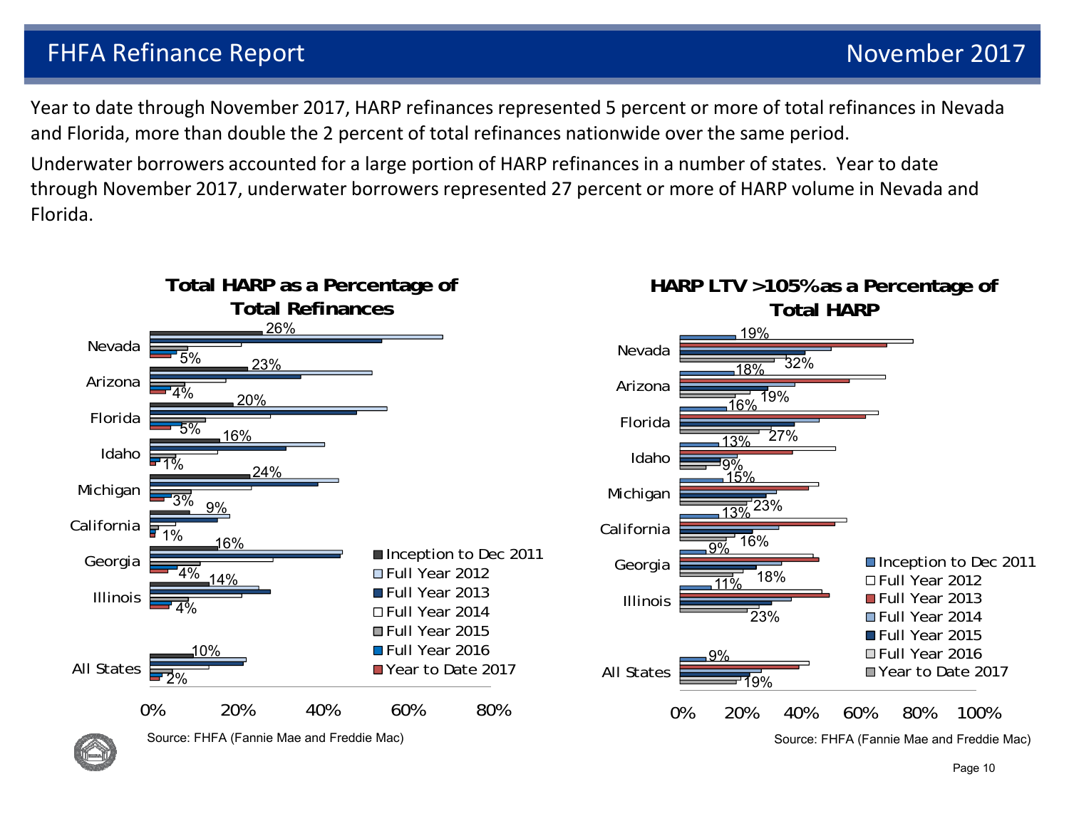## FHFA Refinance Report — November 2017

Year to date through November 2017, HARP refinances represented 5 percent or more of total refinances in Nevada and Florida, more than double the 2 percent of total refinances nationwide over the same period.

Underwater borrowers accounted for a large portion of HARP refinances in a number of states. Year to date through November 2017, underwater borrowers represented 27 percent or more of HARP volume in Nevada and Florida.

### Total HARP as a Percentage of Total Refinances

| State | Inception to Dec 2011 | Year to Date 2017 |
| --- | --- | --- |
| Nevada | 26% | 5% |
| Arizona | 23% | 4% |
| Florida | 20% | 5% |
| Idaho | 16% | 1% |
| Michigan | 24% | 3% |
| California | 9% | 1% |
| Georgia | 16% | 4% |
| Illinois | 14% | 4% |
| All States | 10% | 2% |

Legend: Inception to Dec 2011, Full Year 2012, Full Year 2013, Full Year 2014, Full Year 2015, Full Year 2016, Year to Date 2017

Source: FHFA (Fannie Mae and Freddie Mac)

### HARP LTV >105% as a Percentage of Total HARP

| State | Inception to Dec 2011 | Year to Date 2017 |
| --- | --- | --- |
| Nevada | 19% | 32% |
| Arizona | 18% | 19% |
| Florida | 16% | 27% |
| Idaho | 13% | 9% |
| Michigan | 15% | 23% |
| California | 13% | 16% |
| Georgia | 9% | 18% |
| Illinois | 11% | 23% |
| All States | 9% | 19% |

Legend: Inception to Dec 2011, Full Year 2012, Full Year 2013, Full Year 2014, Full Year 2015, Full Year 2016, Year to Date 2017

Source: FHFA (Fannie Mae and Freddie Mac)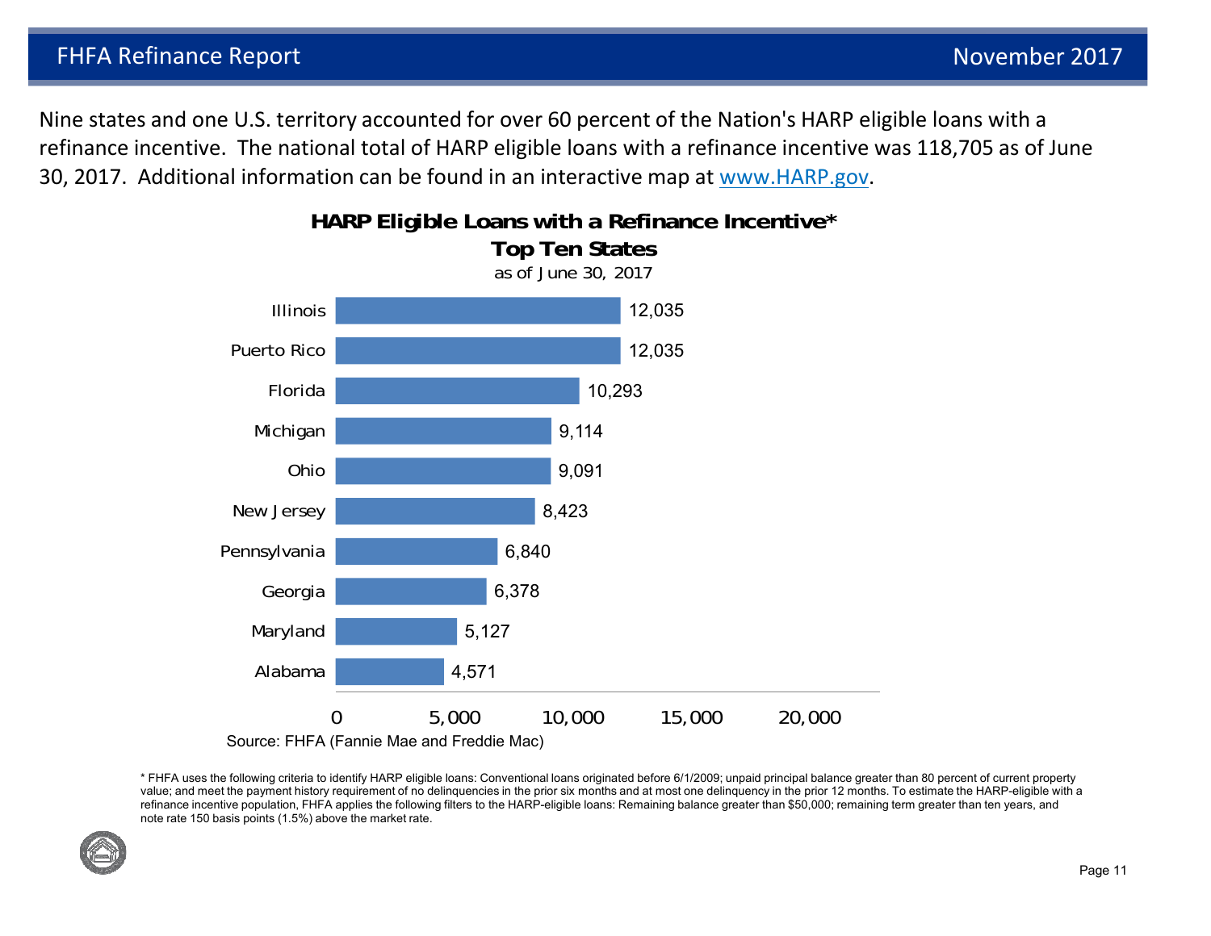Nine states and one U.S. territory accounted for over 60 percent of the Nation's HARP eligible loans with a refinance incentive. The national total of HARP eligible loans with a refinance incentive was 118,705 as of June 30, 2017. Additional information can be found in an interactive map at [www.HARP.gov](http://www.HARP.gov).

**HARP Eligible Loans with a Refinance Incentive***
**Top Ten States**
as of June 30, 2017

| State | HARP Eligible Loans with a Refinance Incentive |
|---|---|
| Illinois | 12,035 |
| Puerto Rico | 12,035 |
| Florida | 10,293 |
| Michigan | 9,114 |
| Ohio | 9,091 |
| New Jersey | 8,423 |
| Pennsylvania | 6,840 |
| Georgia | 6,378 |
| Maryland | 5,127 |
| Alabama | 4,571 |

Source: FHFA (Fannie Mae and Freddie Mac)

* FHFA uses the following criteria to identify HARP eligible loans: Conventional loans originated before 6/1/2009; unpaid principal balance greater than 80 percent of current property value; and meet the payment history requirement of no delinquencies in the prior six months and at most one delinquency in the prior 12 months. To estimate the HARP-eligible with a refinance incentive population, FHFA applies the following filters to the HARP-eligible loans: Remaining balance greater than $50,000; remaining term greater than ten years, and note rate 150 basis points (1.5%) above the market rate.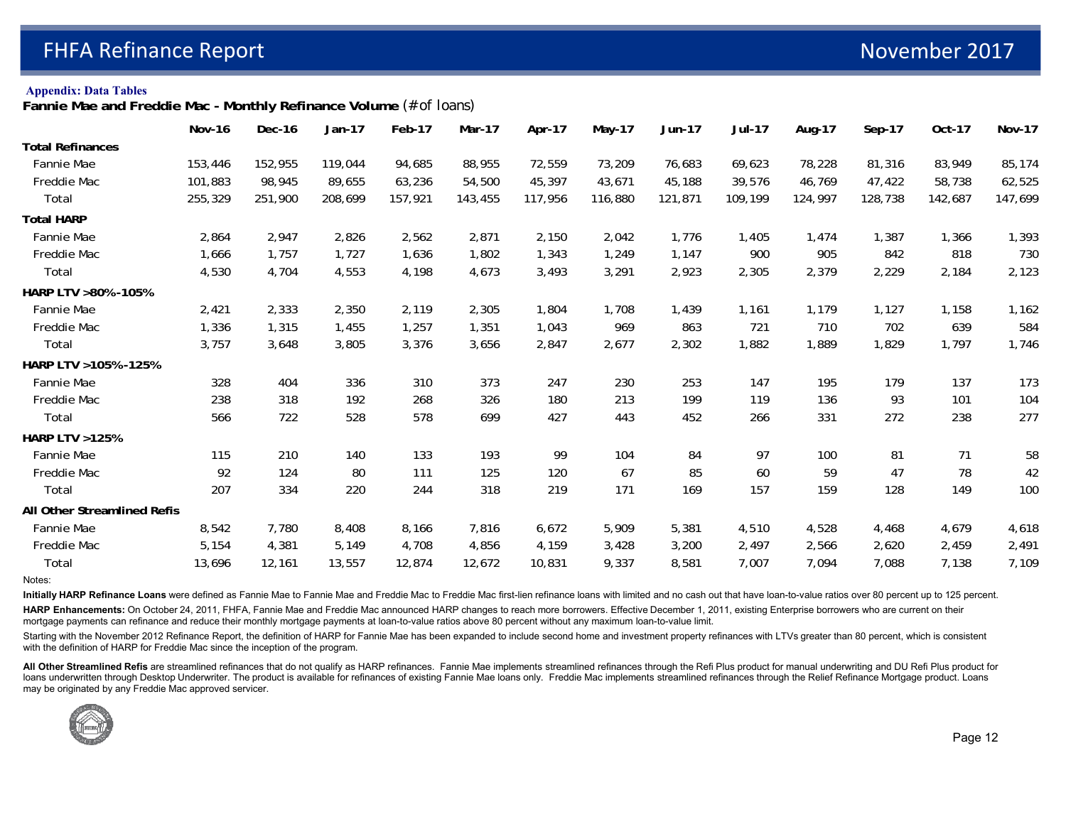**Appendix: Data Tables**

**Fannie Mae and Freddie Mac - Monthly Refinance Volume** (# of loans)

| | Nov-16 | Dec-16 | Jan-17 | Feb-17 | Mar-17 | Apr-17 | May-17 | Jun-17 | Jul-17 | Aug-17 | Sep-17 | Oct-17 | Nov-17 |
|---|---|---|---|---|---|---|---|---|---|---|---|---|---|
| **Total Refinances** | | | | | | | | | | | | | |
| Fannie Mae | 153,446 | 152,955 | 119,044 | 94,685 | 88,955 | 72,559 | 73,209 | 76,683 | 69,623 | 78,228 | 81,316 | 83,949 | 85,174 |
| Freddie Mac | 101,883 | 98,945 | 89,655 | 63,236 | 54,500 | 45,397 | 43,671 | 45,188 | 39,576 | 46,769 | 47,422 | 58,738 | 62,525 |
| Total | 255,329 | 251,900 | 208,699 | 157,921 | 143,455 | 117,956 | 116,880 | 121,871 | 109,199 | 124,997 | 128,738 | 142,687 | 147,699 |
| **Total HARP** | | | | | | | | | | | | | |
| Fannie Mae | 2,864 | 2,947 | 2,826 | 2,562 | 2,871 | 2,150 | 2,042 | 1,776 | 1,405 | 1,474 | 1,387 | 1,366 | 1,393 |
| Freddie Mac | 1,666 | 1,757 | 1,727 | 1,636 | 1,802 | 1,343 | 1,249 | 1,147 | 900 | 905 | 842 | 818 | 730 |
| Total | 4,530 | 4,704 | 4,553 | 4,198 | 4,673 | 3,493 | 3,291 | 2,923 | 2,305 | 2,379 | 2,229 | 2,184 | 2,123 |
| **HARP LTV >80%-105%** | | | | | | | | | | | | | |
| Fannie Mae | 2,421 | 2,333 | 2,350 | 2,119 | 2,305 | 1,804 | 1,708 | 1,439 | 1,161 | 1,179 | 1,127 | 1,158 | 1,162 |
| Freddie Mac | 1,336 | 1,315 | 1,455 | 1,257 | 1,351 | 1,043 | 969 | 863 | 721 | 710 | 702 | 639 | 584 |
| Total | 3,757 | 3,648 | 3,805 | 3,376 | 3,656 | 2,847 | 2,677 | 2,302 | 1,882 | 1,889 | 1,829 | 1,797 | 1,746 |
| **HARP LTV >105%-125%** | | | | | | | | | | | | | |
| Fannie Mae | 328 | 404 | 336 | 310 | 373 | 247 | 230 | 253 | 147 | 195 | 179 | 137 | 173 |
| Freddie Mac | 238 | 318 | 192 | 268 | 326 | 180 | 213 | 199 | 119 | 136 | 93 | 101 | 104 |
| Total | 566 | 722 | 528 | 578 | 699 | 427 | 443 | 452 | 266 | 331 | 272 | 238 | 277 |
| **HARP LTV >125%** | | | | | | | | | | | | | |
| Fannie Mae | 115 | 210 | 140 | 133 | 193 | 99 | 104 | 84 | 97 | 100 | 81 | 71 | 58 |
| Freddie Mac | 92 | 124 | 80 | 111 | 125 | 120 | 67 | 85 | 60 | 59 | 47 | 78 | 42 |
| Total | 207 | 334 | 220 | 244 | 318 | 219 | 171 | 169 | 157 | 159 | 128 | 149 | 100 |
| **All Other Streamlined Refis** | | | | | | | | | | | | | |
| Fannie Mae | 8,542 | 7,780 | 8,408 | 8,166 | 7,816 | 6,672 | 5,909 | 5,381 | 4,510 | 4,528 | 4,468 | 4,679 | 4,618 |
| Freddie Mac | 5,154 | 4,381 | 5,149 | 4,708 | 4,856 | 4,159 | 3,428 | 3,200 | 2,497 | 2,566 | 2,620 | 2,459 | 2,491 |
| Total | 13,696 | 12,161 | 13,557 | 12,874 | 12,672 | 10,831 | 9,337 | 8,581 | 7,007 | 7,094 | 7,088 | 7,138 | 7,109 |

Notes:

**Initially HARP Refinance Loans** were defined as Fannie Mae to Fannie Mae and Freddie Mac to Freddie Mac first-lien refinance loans with limited and no cash out that have loan-to-value ratios over 80 percent up to 125 percent.

**HARP Enhancements:** On October 24, 2011, FHFA, Fannie Mae and Freddie Mac announced HARP changes to reach more borrowers. Effective December 1, 2011, existing Enterprise borrowers who are current on their mortgage payments can refinance and reduce their monthly mortgage payments at loan-to-value ratios above 80 percent without any maximum loan-to-value limit.

Starting with the November 2012 Refinance Report, the definition of HARP for Fannie Mae has been expanded to include second home and investment property refinances with LTVs greater than 80 percent, which is consistent with the definition of HARP for Freddie Mac since the inception of the program.

**All Other Streamlined Refis** are streamlined refinances that do not qualify as HARP refinances. Fannie Mae implements streamlined refinances through the Refi Plus product for manual underwriting and DU Refi Plus product for loans underwritten through Desktop Underwriter. The product is available for refinances of existing Fannie Mae loans only. Freddie Mac implements streamlined refinances through the Relief Refinance Mortgage product. Loans may be originated by any Freddie Mac approved servicer.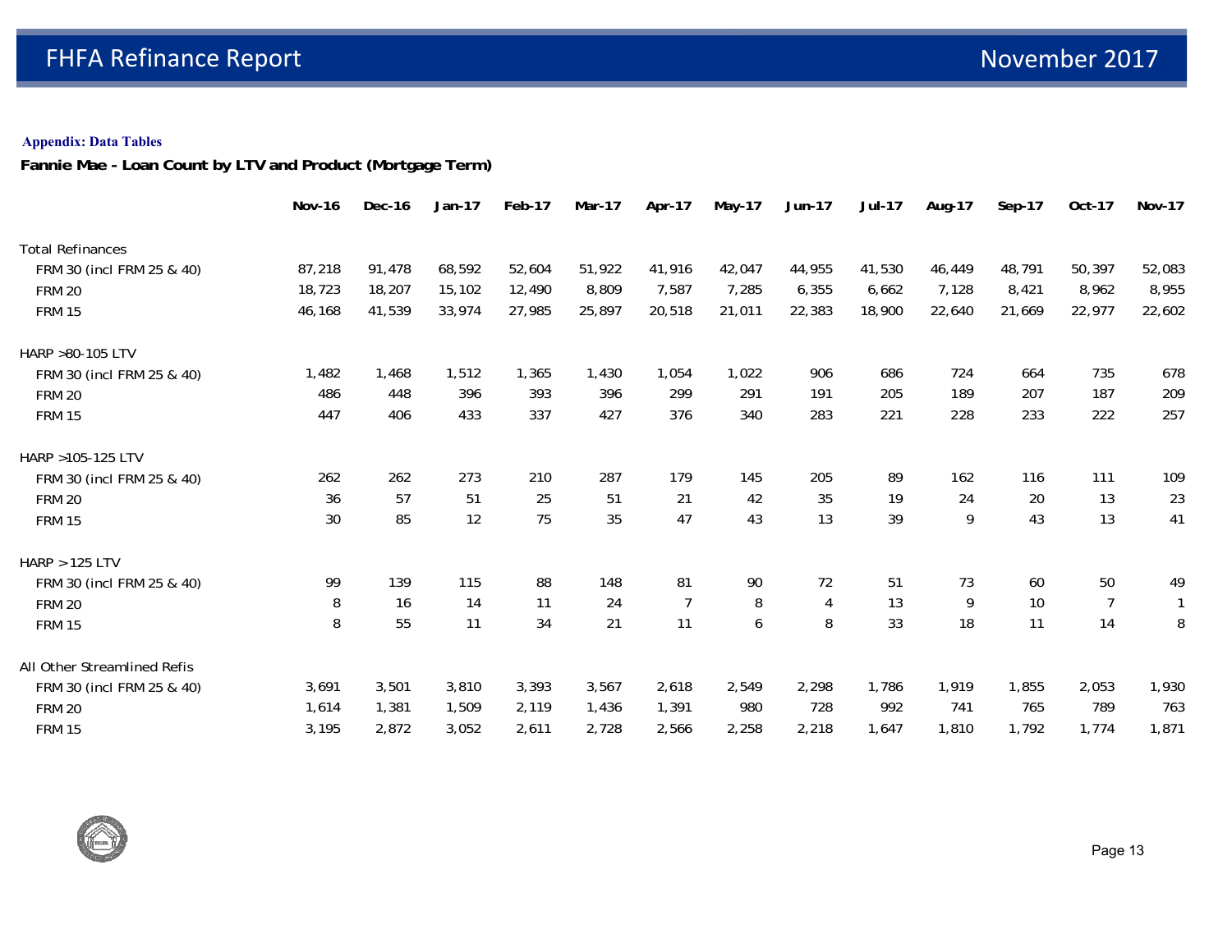**Appendix: Data Tables**

**Fannie Mae - Loan Count by LTV and Product (Mortgage Term)**

| | Nov-16 | Dec-16 | Jan-17 | Feb-17 | Mar-17 | Apr-17 | May-17 | Jun-17 | Jul-17 | Aug-17 | Sep-17 | Oct-17 | Nov-17 |
|---|---|---|---|---|---|---|---|---|---|---|---|---|---|
| Total Refinances | | | | | | | | | | | | | |
| FRM 30 (incl FRM 25 & 40) | 87,218 | 91,478 | 68,592 | 52,604 | 51,922 | 41,916 | 42,047 | 44,955 | 41,530 | 46,449 | 48,791 | 50,397 | 52,083 |
| FRM 20 | 18,723 | 18,207 | 15,102 | 12,490 | 8,809 | 7,587 | 7,285 | 6,355 | 6,662 | 7,128 | 8,421 | 8,962 | 8,955 |
| FRM 15 | 46,168 | 41,539 | 33,974 | 27,985 | 25,897 | 20,518 | 21,011 | 22,383 | 18,900 | 22,640 | 21,669 | 22,977 | 22,602 |
| HARP >80-105 LTV | | | | | | | | | | | | | |
| FRM 30 (incl FRM 25 & 40) | 1,482 | 1,468 | 1,512 | 1,365 | 1,430 | 1,054 | 1,022 | 906 | 686 | 724 | 664 | 735 | 678 |
| FRM 20 | 486 | 448 | 396 | 393 | 396 | 299 | 291 | 191 | 205 | 189 | 207 | 187 | 209 |
| FRM 15 | 447 | 406 | 433 | 337 | 427 | 376 | 340 | 283 | 221 | 228 | 233 | 222 | 257 |
| HARP >105-125 LTV | | | | | | | | | | | | | |
| FRM 30 (incl FRM 25 & 40) | 262 | 262 | 273 | 210 | 287 | 179 | 145 | 205 | 89 | 162 | 116 | 111 | 109 |
| FRM 20 | 36 | 57 | 51 | 25 | 51 | 21 | 42 | 35 | 19 | 24 | 20 | 13 | 23 |
| FRM 15 | 30 | 85 | 12 | 75 | 35 | 47 | 43 | 13 | 39 | 9 | 43 | 13 | 41 |
| HARP > 125 LTV | | | | | | | | | | | | | |
| FRM 30 (incl FRM 25 & 40) | 99 | 139 | 115 | 88 | 148 | 81 | 90 | 72 | 51 | 73 | 60 | 50 | 49 |
| FRM 20 | 8 | 16 | 14 | 11 | 24 | 7 | 8 | 4 | 13 | 9 | 10 | 7 | 1 |
| FRM 15 | 8 | 55 | 11 | 34 | 21 | 11 | 6 | 8 | 33 | 18 | 11 | 14 | 8 |
| All Other Streamlined Refis | | | | | | | | | | | | | |
| FRM 30 (incl FRM 25 & 40) | 3,691 | 3,501 | 3,810 | 3,393 | 3,567 | 2,618 | 2,549 | 2,298 | 1,786 | 1,919 | 1,855 | 2,053 | 1,930 |
| FRM 20 | 1,614 | 1,381 | 1,509 | 2,119 | 1,436 | 1,391 | 980 | 728 | 992 | 741 | 765 | 789 | 763 |
| FRM 15 | 3,195 | 2,872 | 3,052 | 2,611 | 2,728 | 2,566 | 2,258 | 2,218 | 1,647 | 1,810 | 1,792 | 1,774 | 1,871 |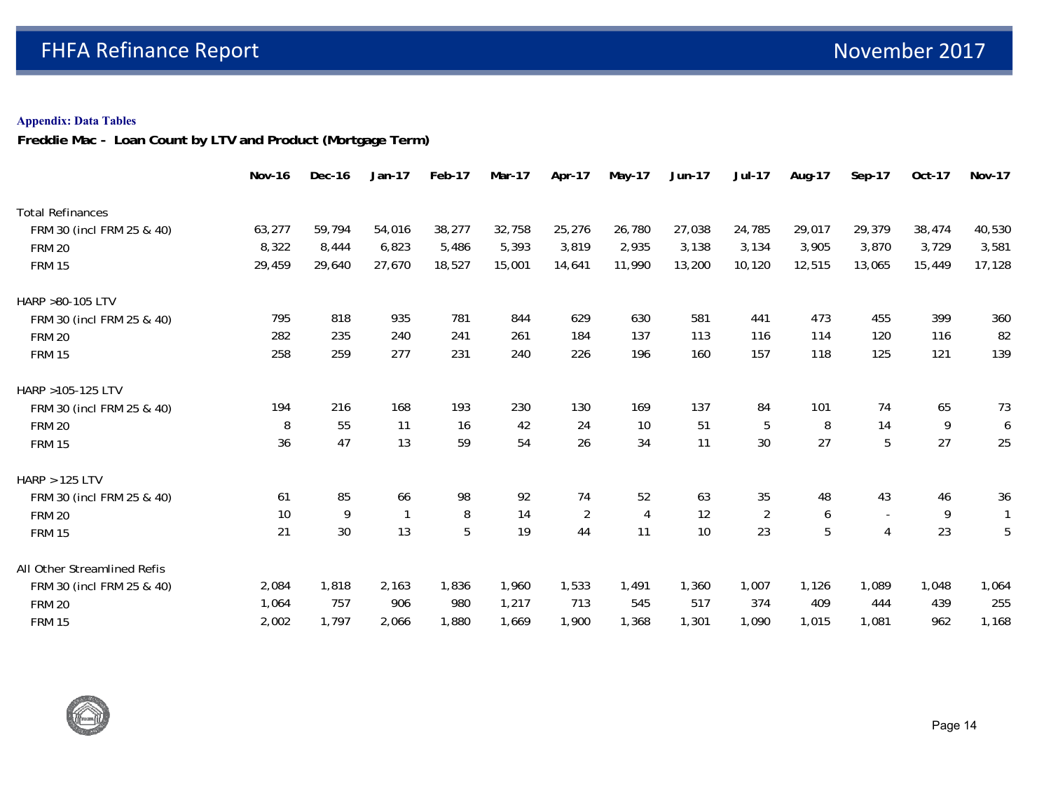**Appendix: Data Tables**

**Freddie Mac - Loan Count by LTV and Product (Mortgage Term)**

| | Nov-16 | Dec-16 | Jan-17 | Feb-17 | Mar-17 | Apr-17 | May-17 | Jun-17 | Jul-17 | Aug-17 | Sep-17 | Oct-17 | Nov-17 |
|---|---|---|---|---|---|---|---|---|---|---|---|---|---|
| Total Refinances | | | | | | | | | | | | | |
| FRM 30 (incl FRM 25 & 40) | 63,277 | 59,794 | 54,016 | 38,277 | 32,758 | 25,276 | 26,780 | 27,038 | 24,785 | 29,017 | 29,379 | 38,474 | 40,530 |
| FRM 20 | 8,322 | 8,444 | 6,823 | 5,486 | 5,393 | 3,819 | 2,935 | 3,138 | 3,134 | 3,905 | 3,870 | 3,729 | 3,581 |
| FRM 15 | 29,459 | 29,640 | 27,670 | 18,527 | 15,001 | 14,641 | 11,990 | 13,200 | 10,120 | 12,515 | 13,065 | 15,449 | 17,128 |
| HARP >80-105 LTV | | | | | | | | | | | | | |
| FRM 30 (incl FRM 25 & 40) | 795 | 818 | 935 | 781 | 844 | 629 | 630 | 581 | 441 | 473 | 455 | 399 | 360 |
| FRM 20 | 282 | 235 | 240 | 241 | 261 | 184 | 137 | 113 | 116 | 114 | 120 | 116 | 82 |
| FRM 15 | 258 | 259 | 277 | 231 | 240 | 226 | 196 | 160 | 157 | 118 | 125 | 121 | 139 |
| HARP >105-125 LTV | | | | | | | | | | | | | |
| FRM 30 (incl FRM 25 & 40) | 194 | 216 | 168 | 193 | 230 | 130 | 169 | 137 | 84 | 101 | 74 | 65 | 73 |
| FRM 20 | 8 | 55 | 11 | 16 | 42 | 24 | 10 | 51 | 5 | 8 | 14 | 9 | 6 |
| FRM 15 | 36 | 47 | 13 | 59 | 54 | 26 | 34 | 11 | 30 | 27 | 5 | 27 | 25 |
| HARP > 125 LTV | | | | | | | | | | | | | |
| FRM 30 (incl FRM 25 & 40) | 61 | 85 | 66 | 98 | 92 | 74 | 52 | 63 | 35 | 48 | 43 | 46 | 36 |
| FRM 20 | 10 | 9 | 1 | 8 | 14 | 2 | 4 | 12 | 2 | 6 | - | 9 | 1 |
| FRM 15 | 21 | 30 | 13 | 5 | 19 | 44 | 11 | 10 | 23 | 5 | 4 | 23 | 5 |
| All Other Streamlined Refis | | | | | | | | | | | | | |
| FRM 30 (incl FRM 25 & 40) | 2,084 | 1,818 | 2,163 | 1,836 | 1,960 | 1,533 | 1,491 | 1,360 | 1,007 | 1,126 | 1,089 | 1,048 | 1,064 |
| FRM 20 | 1,064 | 757 | 906 | 980 | 1,217 | 713 | 545 | 517 | 374 | 409 | 444 | 439 | 255 |
| FRM 15 | 2,002 | 1,797 | 2,066 | 1,880 | 1,669 | 1,900 | 1,368 | 1,301 | 1,090 | 1,015 | 1,081 | 962 | 1,168 |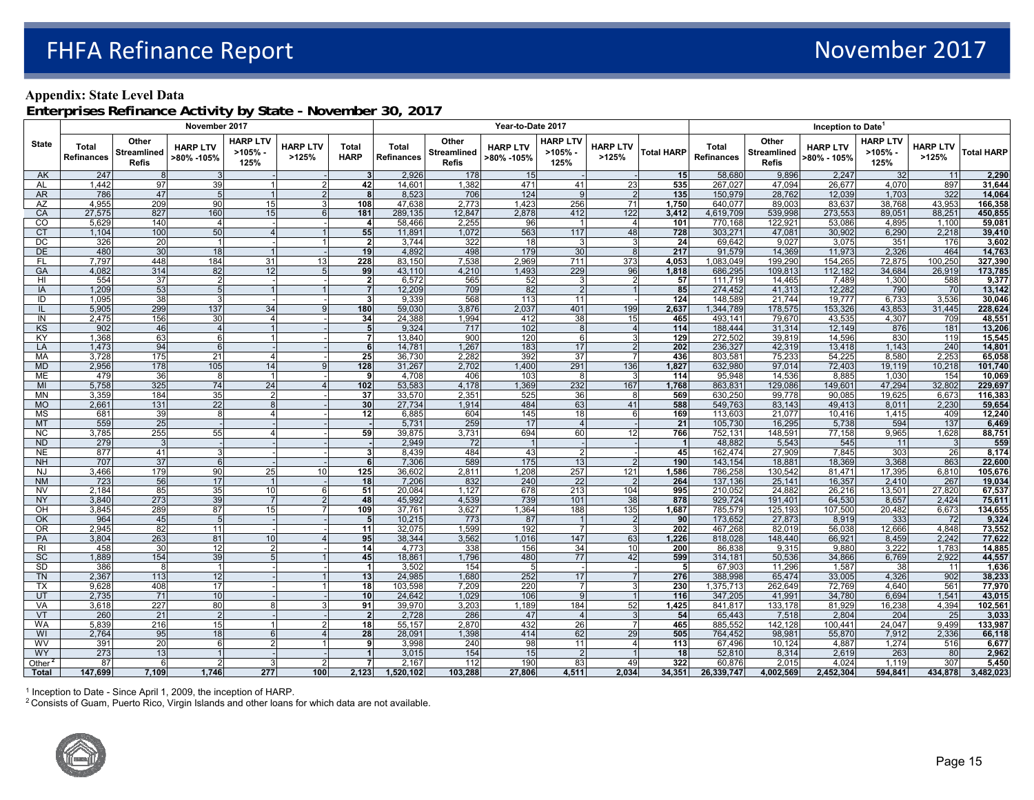## Appendix: State Level Data

### Enterprises Refinance Activity by State - November 30, 2017

| State | November 2017 | | | | | | Year-to-Date 2017 | | | | | | Inception to Date[1] | | | | | |
|---|---|---|---|---|---|---|---|---|---|---|---|---|---|---|---|---|---|---|
| | Total Refinances | Other Streamlined Refis | HARP LTV >80% -105% | HARP LTV >105% - 125% | HARP LTV >125% | Total HARP | Total Refinances | Other Streamlined Refis | HARP LTV >80% -105% | HARP LTV >105% - 125% | HARP LTV >125% | Total HARP | Total Refinances | Other Streamlined Refis | HARP LTV >80% - 105% | HARP LTV >105% - 125% | HARP LTV >125% | Total HARP |
| AK | 247 | 8 | 3 | - | - | 3 | 2,926 | 178 | 15 | - | - | 15 | 58,680 | 9,896 | 2,247 | 32 | 11 | 2,290 |
| AL | 1,442 | 97 | 39 | 1 | 2 | 42 | 14,601 | 1,382 | 471 | 41 | 23 | 535 | 267,027 | 47,094 | 26,677 | 4,070 | 897 | 31,644 |
| AR | 786 | 47 | 5 | 1 | 2 | 8 | 8,523 | 706 | 124 | 9 | 2 | 135 | 150,979 | 28,762 | 12,039 | 1,703 | 322 | 14,064 |
| AZ | 4,955 | 209 | 90 | 15 | 3 | 108 | 47,638 | 2,773 | 1,423 | 256 | 71 | 1,750 | 640,077 | 89,003 | 83,637 | 38,768 | 43,953 | 166,358 |
| CA | 27,575 | 827 | 160 | 15 | 6 | 181 | 289,135 | 12,847 | 2,878 | 412 | 122 | 3,412 | 4,619,709 | 539,998 | 273,553 | 89,051 | 88,251 | 450,855 |
| CO | 5,629 | 140 | 4 | - | - | 4 | 58,466 | 2,255 | 96 | 1 | 4 | 101 | 770,168 | 122,921 | 53,086 | 4,895 | 1,100 | 59,081 |
| CT | 1,104 | 100 | 50 | 4 | 1 | 55 | 11,891 | 1,072 | 563 | 117 | 48 | 728 | 303,271 | 47,081 | 30,902 | 6,290 | 2,218 | 39,410 |
| DC | 326 | 20 | 1 | - | 1 | 2 | 3,744 | 322 | 18 | 3 | 3 | 24 | 69,642 | 9,027 | 3,075 | 351 | 176 | 3,602 |
| DE | 480 | 30 | 18 | 1 | - | 19 | 4,892 | 498 | 179 | 30 | 8 | 217 | 91,579 | 14,369 | 11,973 | 2,326 | 464 | 14,763 |
| FL | 7,797 | 448 | 184 | 31 | 13 | 228 | 83,150 | 7,538 | 2,969 | 711 | 373 | 4,053 | 1,083,049 | 199,290 | 154,265 | 72,875 | 100,250 | 327,390 |
| GA | 4,082 | 314 | 82 | 12 | 5 | 99 | 43,110 | 4,210 | 1,493 | 229 | 96 | 1,818 | 686,295 | 109,813 | 112,182 | 34,684 | 26,919 | 173,785 |
| HI | 554 | 37 | 2 | - | - | 2 | 6,572 | 565 | 52 | 3 | 2 | 57 | 111,719 | 14,465 | 7,489 | 1,300 | 588 | 9,377 |
| IA | 1,209 | 53 | 5 | 1 | 1 | 7 | 12,209 | 709 | 82 | 2 | 1 | 85 | 274,452 | 41,313 | 12,282 | 790 | 70 | 13,142 |
| ID | 1,095 | 38 | 3 | - | - | 3 | 9,339 | 568 | 113 | 11 | - | 124 | 148,589 | 21,744 | 19,777 | 6,733 | 3,536 | 30,046 |
| IL | 5,905 | 299 | 137 | 34 | 9 | 180 | 59,030 | 3,876 | 2,037 | 401 | 199 | 2,637 | 1,344,789 | 178,575 | 153,326 | 43,853 | 31,445 | 228,624 |
| IN | 2,475 | 156 | 30 | 4 | - | 34 | 24,388 | 1,994 | 412 | 38 | 15 | 465 | 493,141 | 79,670 | 43,535 | 4,307 | 709 | 48,551 |
| KS | 902 | 46 | 4 | 1 | - | 5 | 9,324 | 717 | 102 | 8 | 4 | 114 | 188,444 | 31,314 | 12,149 | 876 | 181 | 13,206 |
| KY | 1,360 | 63 | 6 | 1 | - | 7 | 13,840 | 900 | 120 | 6 | 3 | 129 | 272,502 | 39,819 | 14,596 | 830 | 119 | 15,545 |
| LA | 1,473 | 94 | 6 | - | - | 6 | 14,781 | 1,267 | 183 | 17 | 2 | 202 | 236,327 | 42,319 | 13,418 | 1,143 | 240 | 14,801 |
| MA | 3,728 | 175 | 21 | 4 | - | 25 | 36,730 | 2,282 | 392 | 37 | 7 | 436 | 803,581 | 75,233 | 54,225 | 8,580 | 2,253 | 65,058 |
| MD | 2,956 | 178 | 105 | 14 | 9 | 128 | 31,267 | 2,702 | 1,400 | 291 | 136 | 1,827 | 632,980 | 97,014 | 72,403 | 19,119 | 10,218 | 101,740 |
| ME | 479 | 36 | 8 | 1 | - | 9 | 4,708 | 406 | 103 | 8 | 3 | 114 | 95,948 | 14,536 | 8,885 | 1,030 | 154 | 10,069 |
| MI | 5,758 | 325 | 74 | 24 | 4 | 102 | 53,583 | 4,178 | 1,369 | 232 | 167 | 1,768 | 863,831 | 129,086 | 149,601 | 47,294 | 32,802 | 229,697 |
| MN | 3,359 | 184 | 35 | 2 | - | 37 | 33,570 | 2,351 | 525 | 36 | 8 | 569 | 630,250 | 99,778 | 90,085 | 19,625 | 6,673 | 116,383 |
| MO | 2,661 | 131 | 22 | 8 | - | 30 | 27,734 | 1,914 | 484 | 63 | 41 | 588 | 549,763 | 83,143 | 49,413 | 8,011 | 2,230 | 59,654 |
| MS | 681 | 39 | 8 | 4 | - | 12 | 6,885 | 604 | 145 | 18 | 6 | 169 | 113,603 | 21,077 | 10,416 | 1,415 | 409 | 12,240 |
| MT | 559 | 25 | - | - | - | - | 5,731 | 259 | 17 | 4 | - | 21 | 105,730 | 16,295 | 5,738 | 594 | 137 | 6,469 |
| NC | 3,785 | 255 | 55 | 4 | - | 59 | 39,875 | 3,731 | 694 | 60 | 12 | 766 | 752,131 | 148,591 | 77,158 | 9,965 | 1,628 | 88,751 |
| ND | 279 | 3 | - | - | - | - | 2,949 | 72 | 1 | - | - | 1 | 48,882 | 5,543 | 545 | 11 | 3 | 559 |
| NE | 877 | 41 | 3 | - | - | 3 | 8,439 | 484 | 43 | 2 | - | 45 | 162,474 | 27,909 | 7,845 | 303 | 26 | 8,174 |
| NH | 707 | 37 | 6 | - | - | 6 | 7,306 | 589 | 175 | 13 | 2 | 190 | 143,154 | 18,881 | 18,369 | 3,368 | 863 | 22,600 |
| NJ | 3,466 | 179 | 90 | 25 | 10 | 125 | 36,602 | 2,811 | 1,208 | 257 | 121 | 1,586 | 786,258 | 130,542 | 81,471 | 17,395 | 6,810 | 105,676 |
| NM | 723 | 56 | 17 | 1 | - | 18 | 7,206 | 832 | 240 | 22 | 2 | 264 | 137,136 | 25,141 | 16,357 | 2,410 | 267 | 19,034 |
| NV | 2,184 | 85 | 35 | 10 | 6 | 51 | 20,084 | 1,127 | 678 | 213 | 104 | 995 | 210,052 | 24,882 | 26,216 | 13,501 | 27,820 | 67,537 |
| NY | 3,840 | 273 | 39 | 7 | 2 | 48 | 45,992 | 4,539 | 739 | 101 | 38 | 878 | 929,724 | 191,401 | 64,530 | 8,657 | 2,424 | 75,611 |
| OH | 3,845 | 289 | 87 | 15 | 7 | 109 | 37,761 | 3,627 | 1,364 | 188 | 135 | 1,687 | 785,579 | 125,193 | 107,500 | 20,482 | 6,673 | 134,655 |
| OK | 964 | 45 | 5 | - | - | 5 | 10,215 | 773 | 87 | 1 | 2 | 90 | 173,652 | 27,873 | 8,919 | 333 | 72 | 9,324 |
| OR | 2,945 | 82 | 11 | - | - | 11 | 32,075 | 1,599 | 192 | 7 | 3 | 202 | 467,268 | 82,019 | 56,038 | 12,666 | 4,848 | 73,552 |
| PA | 3,804 | 263 | 81 | 10 | 4 | 95 | 38,344 | 3,562 | 1,016 | 147 | 63 | 1,226 | 818,028 | 148,440 | 66,921 | 8,459 | 2,242 | 77,622 |
| RI | 458 | 30 | 12 | 2 | - | 14 | 4,773 | 338 | 156 | 34 | 10 | 200 | 86,838 | 9,315 | 9,880 | 3,222 | 1,783 | 14,885 |
| SC | 1,889 | 154 | 39 | 5 | 1 | 45 | 18,861 | 1,796 | 480 | 77 | 42 | 599 | 314,181 | 50,536 | 34,866 | 6,769 | 2,922 | 44,557 |
| SD | 386 | 8 | 1 | - | - | 1 | 3,502 | 154 | 5 | - | - | 5 | 67,903 | 11,296 | 1,587 | 38 | 11 | 1,636 |
| TN | 2,367 | 113 | 12 | - | 1 | 13 | 24,985 | 1,680 | 252 | 17 | 7 | 276 | 388,998 | 65,474 | 33,005 | 4,326 | 902 | 38,233 |
| TX | 9,628 | 408 | 17 | - | 1 | 18 | 103,598 | 7,209 | 220 | 7 | 3 | 230 | 1,375,713 | 262,649 | 72,769 | 4,640 | 561 | 77,970 |
| UT | 2,735 | 71 | 10 | - | - | 10 | 24,642 | 1,029 | 106 | 9 | 1 | 116 | 347,205 | 41,991 | 34,780 | 6,694 | 1,541 | 43,015 |
| VA | 3,618 | 227 | 80 | 8 | 3 | 91 | 39,970 | 3,203 | 1,189 | 184 | 52 | 1,425 | 841,817 | 133,178 | 81,929 | 16,238 | 4,394 | 102,561 |
| VT | 260 | 21 | 2 | - | - | 2 | 2,728 | 286 | 47 | 4 | 3 | 54 | 65,443 | 7,518 | 2,804 | 204 | 25 | 3,033 |
| WA | 5,839 | 216 | 15 | 1 | 2 | 18 | 55,157 | 2,870 | 432 | 26 | 7 | 465 | 885,552 | 142,128 | 100,441 | 24,047 | 9,499 | 133,987 |
| WI | 2,764 | 95 | 18 | 6 | 4 | 28 | 28,091 | 1,398 | 414 | 62 | 29 | 505 | 764,452 | 98,981 | 55,870 | 7,912 | 2,336 | 66,118 |
| WV | 391 | 20 | 6 | 2 | 1 | 9 | 3,998 | 240 | 98 | 11 | 4 | 113 | 67,496 | 10,124 | 4,887 | 1,274 | 516 | 6,677 |
| WY | 273 | 13 | 1 | - | - | 1 | 3,015 | 154 | 15 | 2 | 1 | 18 | 52,810 | 8,314 | 2,619 | 263 | 80 | 2,962 |
| Other[2] | 87 | 6 | 2 | 3 | 2 | 7 | 2,167 | 112 | 190 | 83 | 49 | 322 | 60,876 | 2,015 | 4,024 | 1,119 | 307 | 5,450 |
| **Total** | **147,699** | **7,109** | **1,746** | **277** | **100** | **2,123** | **1,520,102** | **103,288** | **27,806** | **4,511** | **2,034** | **34,351** | **26,339,747** | **4,002,569** | **2,452,304** | **594,841** | **434,878** | **3,482,023** |

[1] Inception to Date - Since April 1, 2009, the inception of HARP.

[2] Consists of Guam, Puerto Rico, Virgin Islands and other loans for which data are not available.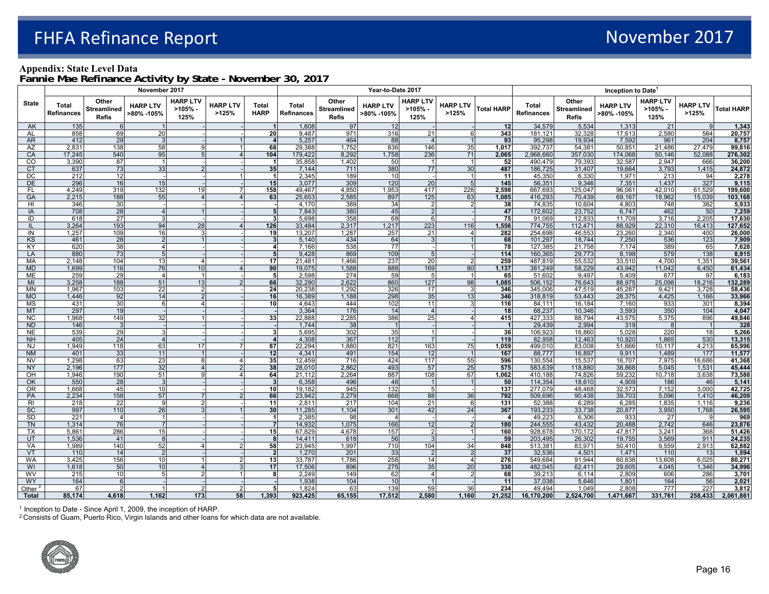## Appendix: State Level Data

### Fannie Mae Refinance Activity by State - November 30, 2017

| State | November 2017 | | | | | | Year-to-Date 2017 | | | | | | Inception to Date[1] | | | | | |
|---|---|---|---|---|---|---|---|---|---|---|---|---|---|---|---|---|---|---|
| | Total Refinances | Other Streamlined Refis | HARP LTV >80% -105% | HARP LTV >105% - 125% | HARP LTV >125% | Total HARP | Total Refinances | Other Streamlined Refis | HARP LTV >80% -105% | HARP LTV >105% - 125% | HARP LTV >125% | Total HARP | Total Refinances | Other Streamlined Refis | HARP LTV >80% -105% | HARP LTV >105% - 125% | HARP LTV >125% | Total HARP |
| AK | 135 | 6 | 1 | - | - | 1 | 1,608 | 97 | 12 | - | - | 12 | 34,579 | 5,534 | 1,313 | 21 | 9 | 1,343 |
| AL | 858 | 69 | 20 | - | - | 20 | 9,487 | 971 | 316 | 21 | 6 | 343 | 181,121 | 32,328 | 17,613 | 2,580 | 564 | 20,757 |
| AR | 412 | 29 | 3 | - | 1 | 4 | 5,257 | 464 | 88 | 4 | 1 | 93 | 95,298 | 19,934 | 7,592 | 961 | 204 | 8,757 |
| AZ | 2,831 | 138 | 58 | 9 | 1 | 68 | 29,388 | 1,752 | 836 | 146 | 35 | 1,017 | 392,737 | 54,381 | 50,851 | 21,486 | 27,479 | 99,816 |
| CA | 17,245 | 540 | 95 | 5 | 4 | 104 | 179,422 | 8,292 | 1,758 | 236 | 71 | 2,065 | 2,968,660 | 357,030 | 174,068 | 50,146 | 52,088 | 276,302 |
| CO | 3,390 | 87 | 1 | - | - | 1 | 35,858 | 1,402 | 50 | 1 | 1 | 52 | 490,479 | 79,393 | 32,587 | 2,947 | 666 | 36,200 |
| CT | 637 | 73 | 33 | 2 | - | 35 | 7,144 | 711 | 380 | 77 | 30 | 487 | 186,725 | 31,407 | 19,664 | 3,793 | 1,415 | 24,872 |
| DC | 212 | 12 | - | - | 1 | 1 | 2,345 | 189 | 10 | - | 1 | 11 | 45,350 | 6,330 | 1,971 | 213 | 94 | 2,278 |
| DE | 296 | 16 | 15 | - | - | 15 | 3,077 | 309 | 120 | 20 | 5 | 145 | 56,351 | 9,346 | 7,351 | 1,437 | 327 | 9,115 |
| FL | 4,249 | 319 | 132 | 19 | 7 | 158 | 49,467 | 4,850 | 1,953 | 417 | 228 | 2,598 | 667,693 | 125,047 | 96,061 | 42,010 | 61,529 | 199,600 |
| GA | 2,215 | 188 | 55 | 4 | 4 | 63 | 25,653 | 2,585 | 897 | 125 | 63 | 1,085 | 416,293 | 70,439 | 69,167 | 18,962 | 15,039 | 103,168 |
| HI | 346 | 30 | - | - | - | - | 4,170 | 389 | 34 | 2 | 2 | 38 | 74,835 | 10,604 | 4,803 | 748 | 382 | 5,933 |
| IA | 708 | 28 | 4 | 1 | - | 5 | 7,843 | 380 | 45 | 2 | - | 47 | 172,602 | 23,752 | 6,747 | 462 | 50 | 7,259 |
| ID | 618 | 27 | 3 | - | - | 3 | 5,698 | 358 | 69 | 6 | - | 75 | 91,069 | 12,833 | 11,709 | 3,716 | 2,205 | 17,630 |
| IL | 3,264 | 193 | 94 | 28 | 4 | 126 | 33,484 | 2,317 | 1,217 | 223 | 116 | 1,556 | 774,755 | 112,471 | 88,929 | 22,310 | 16,413 | 127,652 |
| IN | 1,257 | 109 | 16 | 3 | - | 19 | 13,207 | 1,287 | 257 | 21 | 4 | 282 | 254,698 | 46,553 | 23,260 | 2,340 | 400 | 26,000 |
| KS | 461 | 28 | 2 | 1 | - | 3 | 5,140 | 434 | 64 | 3 | 1 | 68 | 101,297 | 18,744 | 7,250 | 536 | 123 | 7,909 |
| KY | 620 | 38 | 4 | - | - | 4 | 7,166 | 538 | 77 | - | 1 | 78 | 127,385 | 21,758 | 7,174 | 389 | 65 | 7,628 |
| LA | 880 | 73 | 5 | - | - | 5 | 9,428 | 869 | 109 | 5 | - | 114 | 160,365 | 29,773 | 8,198 | 579 | 138 | 8,915 |
| MA | 2,148 | 104 | 13 | 4 | - | 17 | 21,481 | 1,466 | 237 | 20 | 2 | 259 | 487,819 | 55,532 | 33,510 | 4,700 | 1,351 | 39,561 |
| MD | 1,699 | 116 | 76 | 10 | 4 | 90 | 19,075 | 1,588 | 888 | 169 | 80 | 1,137 | 381,249 | 58,229 | 43,942 | 11,042 | 6,450 | 61,434 |
| ME | 259 | 29 | 4 | 1 | - | 5 | 2,598 | 274 | 59 | 5 | 1 | 65 | 51,602 | 9,497 | 5,409 | 677 | 97 | 6,183 |
| MI | 3,258 | 188 | 51 | 13 | 2 | 66 | 32,290 | 2,622 | 860 | 127 | 98 | 1,085 | 506,152 | 76,643 | 88,975 | 25,098 | 18,216 | 132,289 |
| MN | 1,967 | 103 | 22 | 2 | - | 24 | 20,238 | 1,292 | 326 | 17 | 3 | 346 | 345,006 | 47,519 | 45,287 | 9,421 | 3,728 | 58,436 |
| MO | 1,446 | 92 | 14 | 2 | - | 16 | 16,389 | 1,188 | 298 | 35 | 13 | 346 | 318,819 | 53,443 | 28,375 | 4,425 | 1,166 | 33,966 |
| MS | 431 | 30 | 6 | 4 | - | 10 | 4,643 | 444 | 102 | 11 | 3 | 116 | 84,111 | 16,184 | 7,160 | 933 | 301 | 8,394 |
| MT | 297 | 19 | - | - | - | - | 3,364 | 176 | 14 | 4 | - | 18 | 68,237 | 10,346 | 3,593 | 350 | 104 | 4,047 |
| NC | 1,968 | 149 | 32 | 1 | - | 33 | 22,888 | 2,285 | 386 | 25 | 4 | 415 | 427,333 | 88,794 | 43,575 | 5,375 | 896 | 49,846 |
| ND | 146 | 3 | - | - | - | - | 1,744 | 38 | 1 | - | - | 1 | 29,439 | 2,994 | 319 | 8 | 1 | 328 |
| NE | 539 | 29 | 3 | - | - | 3 | 5,695 | 302 | 35 | 1 | - | 36 | 106,923 | 16,860 | 5,028 | 220 | 18 | 5,266 |
| NH | 405 | 24 | 4 | - | - | 4 | 4,308 | 367 | 112 | 7 | - | 119 | 82,958 | 12,463 | 10,920 | 1,865 | 530 | 13,315 |
| NJ | 1,949 | 118 | 63 | 17 | 7 | 87 | 22,294 | 1,880 | 821 | 163 | 75 | 1,059 | 499,010 | 83,008 | 51,666 | 10,117 | 4,213 | 65,996 |
| NM | 401 | 33 | 11 | 1 | - | 12 | 4,341 | 491 | 154 | 12 | 1 | 167 | 88,777 | 16,897 | 9,911 | 1,489 | 177 | 11,577 |
| NV | 1,298 | 63 | 23 | 8 | 4 | 35 | 12,459 | 716 | 424 | 117 | 55 | 596 | 130,554 | 15,537 | 16,707 | 7,975 | 16,686 | 41,368 |
| NY | 2,196 | 177 | 32 | 4 | 2 | 38 | 28,010 | 2,862 | 493 | 57 | 25 | 575 | 583,639 | 118,880 | 38,868 | 5,045 | 1,531 | 45,444 |
| OH | 1,946 | 190 | 51 | 9 | 4 | 64 | 21,112 | 2,264 | 887 | 108 | 67 | 1,062 | 410,188 | 74,826 | 59,232 | 10,718 | 3,638 | 73,588 |
| OK | 550 | 28 | 3 | - | - | 3 | 6,358 | 496 | 48 | 1 | 1 | 50 | 114,354 | 18,610 | 4,909 | 186 | 46 | 5,141 |
| OR | 1,668 | 45 | 10 | - | - | 10 | 19,182 | 945 | 132 | 5 | - | 137 | 277,079 | 48,468 | 32,573 | 7,152 | 3,000 | 42,725 |
| PA | 2,234 | 158 | 57 | 7 | 2 | 66 | 23,942 | 2,279 | 668 | 88 | 36 | 792 | 509,696 | 90,438 | 39,703 | 5,096 | 1,410 | 46,209 |
| RI | 218 | 22 | 9 | 2 | - | 11 | 2,811 | 217 | 104 | 21 | 6 | 131 | 52,388 | 6,289 | 6,285 | 1,835 | 1,116 | 9,236 |
| SC | 997 | 110 | 26 | 3 | 1 | 30 | 11,285 | 1,104 | 301 | 42 | 24 | 367 | 193,233 | 33,738 | 20,877 | 3,950 | 1,768 | 26,595 |
| SD | 221 | 4 | 1 | - | - | 1 | 2,385 | 98 | 4 | - | - | 4 | 49,223 | 6,306 | 933 | 27 | 9 | 969 |
| TN | 1,314 | 76 | 7 | - | - | 7 | 14,932 | 1,075 | 166 | 12 | 2 | 180 | 244,555 | 43,432 | 20,488 | 2,742 | 646 | 23,876 |
| TX | 5,861 | 286 | 15 | - | - | 15 | 67,829 | 4,678 | 157 | 2 | 1 | 160 | 928,678 | 170,172 | 47,817 | 3,241 | 368 | 51,426 |
| UT | 1,536 | 41 | 8 | - | - | 8 | 14,411 | 618 | 56 | 3 | - | 59 | 203,495 | 26,302 | 19,755 | 3,569 | 911 | 24,235 |
| VA | 1,989 | 140 | 52 | 4 | 2 | 58 | 23,945 | 1,997 | 710 | 104 | 34 | 848 | 513,381 | 83,971 | 50,410 | 9,559 | 2,913 | 62,882 |
| VT | 110 | 14 | 2 | - | - | 2 | 1,270 | 201 | 33 | 2 | 2 | 37 | 32,536 | 4,501 | 1,471 | 110 | 13 | 1,594 |
| WA | 3,425 | 156 | 10 | 1 | 2 | 13 | 33,787 | 1,786 | 258 | 14 | 4 | 276 | 549,684 | 91,944 | 60,638 | 13,608 | 6,025 | 80,271 |
| WI | 1,618 | 50 | 10 | 4 | 3 | 17 | 17,506 | 896 | 275 | 35 | 20 | 330 | 482,045 | 62,411 | 29,605 | 4,045 | 1,346 | 34,996 |
| WV | 215 | 10 | 5 | 2 | 1 | 8 | 2,249 | 149 | 62 | 4 | 2 | 68 | 39,213 | 6,114 | 2,809 | 606 | 286 | 3,701 |
| WY | 164 | 6 | - | - | - | - | 1,938 | 104 | 10 | 1 | - | 11 | 37,038 | 5,646 | 1,801 | 164 | 56 | 2,021 |
| Other[2] | 67 | 2 | 1 | 2 | 2 | 5 | 1,824 | 63 | 139 | 59 | 36 | 234 | 49,494 | 1,049 | 2,808 | 777 | 227 | 3,812 |
| **Total** | **85,174** | **4,618** | **1,162** | **173** | **58** | **1,393** | **923,425** | **65,155** | **17,512** | **2,580** | **1,160** | **21,252** | **16,170,200** | **2,524,700** | **1,471,667** | **331,761** | **258,433** | **2,061,861** |

[1] Inception to Date - Since April 1, 2009, the inception of HARP.

[2] Consists of Guam, Puerto Rico, Virgin Islands and other loans for which data are not available.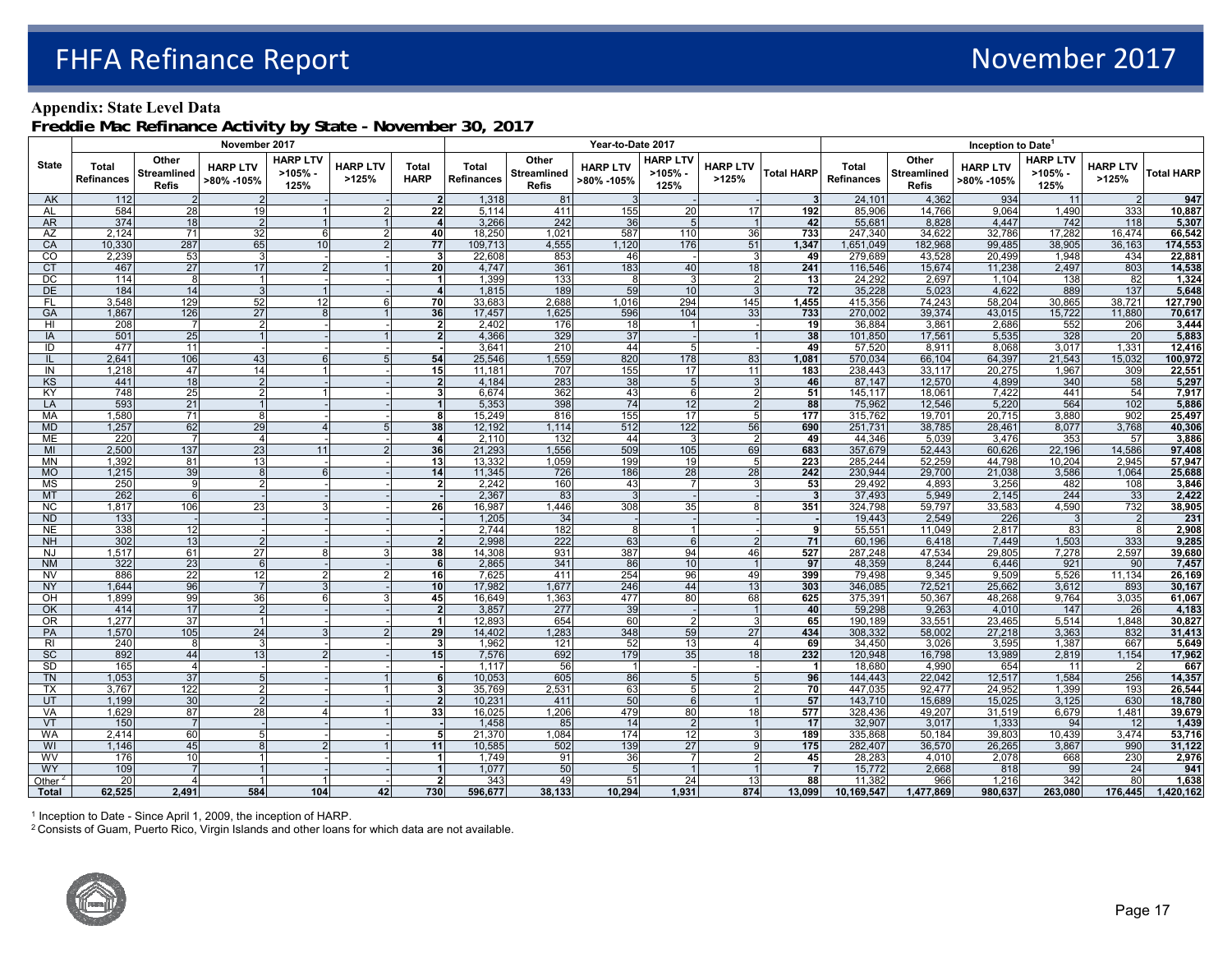## Appendix: State Level Data

### Freddie Mac Refinance Activity by State - November 30, 2017

| State | November 2017 | | | | | | Year-to-Date 2017 | | | | | | Inception to Date[1] | | | | | |
|---|---|---|---|---|---|---|---|---|---|---|---|---|---|---|---|---|---|---|
| | Total Refinances | Other Streamlined Refis | HARP LTV >80% -105% | HARP LTV >105% - 125% | HARP LTV >125% | Total HARP | Total Refinances | Other Streamlined Refis | HARP LTV >80% -105% | HARP LTV >105% - 125% | HARP LTV >125% | Total HARP | Total Refinances | Other Streamlined Refis | HARP LTV >80% -105% | HARP LTV >105% - 125% | HARP LTV >125% | Total HARP |
| AK | 112 | 2 | 2 | - | - | 2 | 1,318 | 81 | 3 | - | - | 3 | 24,101 | 4,362 | 934 | 11 | 2 | 947 |
| AL | 584 | 28 | 19 | 1 | 2 | 22 | 5,114 | 411 | 155 | 20 | 17 | 192 | 85,906 | 14,766 | 9,064 | 1,490 | 333 | 10,887 |
| AR | 374 | 18 | 2 | 1 | 1 | 4 | 3,266 | 242 | 36 | 5 | 1 | 42 | 55,681 | 8,828 | 4,447 | 742 | 118 | 5,307 |
| AZ | 2,124 | 71 | 32 | 6 | 2 | 40 | 18,250 | 1,021 | 587 | 110 | 36 | 733 | 247,340 | 34,622 | 32,786 | 17,282 | 16,474 | 66,542 |
| CA | 10,330 | 287 | 65 | 10 | 2 | 77 | 109,713 | 4,555 | 1,120 | 176 | 51 | 1,347 | 1,651,049 | 182,968 | 99,485 | 38,905 | 36,163 | 174,553 |
| CO | 2,239 | 53 | 3 | - | - | 3 | 22,608 | 853 | 46 | - | 3 | 49 | 279,689 | 43,528 | 20,499 | 1,948 | 434 | 22,881 |
| CT | 467 | 27 | 17 | 2 | 1 | 20 | 4,747 | 361 | 183 | 40 | 18 | 241 | 116,546 | 15,674 | 11,238 | 2,497 | 803 | 14,538 |
| DC | 114 | 8 | 1 | - | - | 1 | 1,399 | 133 | 8 | 3 | 2 | 13 | 24,292 | 2,697 | 1,104 | 138 | 82 | 1,324 |
| DE | 184 | 14 | 3 | 1 | - | 4 | 1,815 | 189 | 59 | 10 | 3 | 72 | 35,228 | 5,023 | 4,622 | 889 | 137 | 5,648 |
| FL | 3,548 | 129 | 52 | 12 | 6 | 70 | 33,683 | 2,688 | 1,016 | 294 | 145 | 1,455 | 415,356 | 74,243 | 58,204 | 30,865 | 38,721 | 127,790 |
| GA | 1,867 | 126 | 27 | 8 | 1 | 36 | 17,457 | 1,625 | 596 | 104 | 33 | 733 | 270,002 | 39,374 | 43,015 | 15,722 | 11,880 | 70,617 |
| HI | 208 | 7 | 2 | - | - | 2 | 2,402 | 176 | 18 | 1 | - | 19 | 36,884 | 3,861 | 2,686 | 552 | 206 | 3,444 |
| IA | 501 | 25 | 1 | - | 1 | 2 | 4,366 | 329 | 37 | - | 1 | 38 | 101,850 | 17,561 | 5,535 | 328 | 20 | 5,883 |
| ID | 477 | 11 | - | - | - | - | 3,641 | 210 | 44 | 5 | - | 49 | 57,520 | 8,911 | 8,068 | 3,017 | 1,331 | 12,416 |
| IL | 2,641 | 106 | 43 | 6 | 5 | 54 | 25,546 | 1,559 | 820 | 178 | 83 | 1,081 | 570,034 | 66,104 | 64,397 | 21,543 | 15,032 | 100,972 |
| IN | 1,218 | 47 | 14 | 1 | - | 15 | 11,181 | 707 | 155 | 17 | 11 | 183 | 238,443 | 33,117 | 20,275 | 1,967 | 309 | 22,551 |
| KS | 441 | 18 | 2 | - | - | 2 | 4,184 | 283 | 38 | 5 | 3 | 46 | 87,147 | 12,570 | 4,899 | 340 | 58 | 5,297 |
| KY | 748 | 25 | 2 | 1 | - | 3 | 6,674 | 362 | 43 | 6 | 2 | 51 | 145,117 | 18,061 | 7,422 | 441 | 54 | 7,917 |
| LA | 593 | 21 | 1 | - | - | 1 | 5,353 | 398 | 74 | 12 | 2 | 88 | 75,962 | 12,546 | 5,220 | 564 | 102 | 5,886 |
| MA | 1,580 | 71 | 8 | - | - | 8 | 15,249 | 816 | 155 | 17 | 5 | 177 | 315,762 | 19,701 | 20,715 | 3,880 | 902 | 25,497 |
| MD | 1,257 | 62 | 29 | 4 | 5 | 38 | 12,192 | 1,114 | 512 | 122 | 56 | 690 | 251,731 | 38,785 | 28,461 | 8,077 | 3,768 | 40,306 |
| ME | 220 | 7 | 4 | - | - | 4 | 2,110 | 132 | 44 | 3 | 2 | 49 | 44,346 | 5,039 | 3,476 | 353 | 57 | 3,886 |
| MI | 2,500 | 137 | 23 | 11 | 2 | 36 | 21,293 | 1,556 | 509 | 105 | 69 | 683 | 357,679 | 52,443 | 60,626 | 22,196 | 14,586 | 97,408 |
| MN | 1,392 | 81 | 13 | - | - | 13 | 13,332 | 1,059 | 199 | 19 | 5 | 223 | 285,244 | 52,259 | 44,798 | 10,204 | 2,945 | 57,947 |
| MO | 1,215 | 39 | 8 | 6 | - | 14 | 11,345 | 726 | 186 | 28 | 28 | 242 | 230,944 | 29,700 | 21,038 | 3,586 | 1,064 | 25,688 |
| MS | 250 | 9 | 2 | - | - | 2 | 2,242 | 160 | 43 | 7 | 3 | 53 | 29,492 | 4,893 | 3,256 | 482 | 108 | 3,846 |
| MT | 262 | 6 | - | - | - | - | 2,367 | 83 | 3 | - | - | 3 | 37,493 | 5,949 | 2,145 | 244 | 33 | 2,422 |
| NC | 1,817 | 106 | 23 | 3 | - | 26 | 16,987 | 1,446 | 308 | 35 | 8 | 351 | 324,798 | 59,797 | 33,583 | 4,590 | 732 | 38,905 |
| ND | 133 | - | - | - | - | - | 1,205 | 34 | - | - | - | - | 19,443 | 2,549 | 226 | 3 | 2 | 231 |
| NE | 338 | 12 | - | - | - | - | 2,744 | 182 | 8 | 1 | - | 9 | 55,551 | 11,049 | 2,817 | 83 | 8 | 2,908 |
| NH | 302 | 13 | 2 | - | - | 2 | 2,998 | 222 | 63 | 6 | 2 | 71 | 60,196 | 6,418 | 7,449 | 1,503 | 333 | 9,285 |
| NJ | 1,517 | 61 | 27 | 8 | 3 | 38 | 14,308 | 931 | 387 | 94 | 46 | 527 | 287,248 | 47,534 | 29,805 | 7,278 | 2,597 | 39,680 |
| NM | 322 | 23 | 6 | - | - | 6 | 2,865 | 341 | 86 | 10 | 1 | 97 | 48,359 | 8,244 | 6,446 | 921 | 90 | 7,457 |
| NV | 886 | 22 | 12 | 2 | 2 | 16 | 7,625 | 411 | 254 | 96 | 49 | 399 | 79,498 | 9,345 | 9,509 | 5,526 | 11,134 | 26,169 |
| NY | 1,644 | 96 | 7 | 3 | - | 10 | 17,982 | 1,677 | 246 | 44 | 13 | 303 | 346,085 | 72,521 | 25,662 | 3,612 | 893 | 30,167 |
| OH | 1,899 | 99 | 36 | 6 | 3 | 45 | 16,649 | 1,363 | 477 | 80 | 68 | 625 | 375,391 | 50,367 | 48,268 | 9,764 | 3,035 | 61,067 |
| OK | 414 | 17 | 2 | - | - | 2 | 3,857 | 277 | 39 | - | 1 | 40 | 59,298 | 9,263 | 4,010 | 147 | 26 | 4,183 |
| OR | 1,277 | 37 | 1 | - | - | 1 | 12,893 | 654 | 60 | 2 | 3 | 65 | 190,189 | 33,551 | 23,465 | 5,514 | 1,848 | 30,827 |
| PA | 1,570 | 105 | 24 | 3 | 2 | 29 | 14,402 | 1,283 | 348 | 59 | 27 | 434 | 308,332 | 58,002 | 27,218 | 3,363 | 832 | 31,413 |
| RI | 240 | 8 | 3 | - | - | 3 | 1,962 | 121 | 52 | 13 | 4 | 69 | 34,450 | 3,026 | 3,595 | 1,387 | 667 | 5,649 |
| SC | 892 | 44 | 13 | 2 | - | 15 | 7,576 | 692 | 179 | 35 | 18 | 232 | 120,948 | 16,798 | 13,989 | 2,819 | 1,154 | 17,962 |
| SD | 165 | 4 | - | - | - | - | 1,117 | 56 | 1 | - | - | 1 | 18,680 | 4,990 | 654 | 11 | 2 | 667 |
| TN | 1,053 | 37 | 5 | - | 1 | 6 | 10,053 | 605 | 86 | 5 | 5 | 96 | 144,443 | 22,042 | 12,517 | 1,584 | 256 | 14,357 |
| TX | 3,767 | 122 | 2 | - | 1 | 3 | 35,769 | 2,531 | 63 | 5 | 2 | 70 | 447,035 | 92,477 | 24,952 | 1,399 | 193 | 26,544 |
| UT | 1,199 | 30 | 2 | - | - | 2 | 10,231 | 411 | 50 | 6 | 1 | 57 | 143,710 | 15,689 | 15,025 | 3,125 | 630 | 18,780 |
| VA | 1,629 | 87 | 28 | 4 | 1 | 33 | 16,025 | 1,206 | 479 | 80 | 18 | 577 | 328,436 | 49,207 | 31,519 | 6,679 | 1,481 | 39,679 |
| VT | 150 | 7 | - | - | - | - | 1,458 | 85 | 14 | 2 | 1 | 17 | 32,907 | 3,017 | 1,333 | 94 | 12 | 1,439 |
| WA | 2,414 | 60 | 5 | - | - | 5 | 21,370 | 1,084 | 174 | 12 | 3 | 189 | 335,868 | 50,184 | 39,803 | 10,439 | 3,474 | 53,716 |
| WI | 1,146 | 45 | 8 | 2 | 1 | 11 | 10,585 | 502 | 139 | 27 | 9 | 175 | 282,407 | 36,570 | 26,265 | 3,867 | 990 | 31,122 |
| WV | 176 | 10 | 1 | - | - | 1 | 1,749 | 91 | 36 | 7 | 2 | 45 | 28,283 | 4,010 | 2,078 | 668 | 230 | 2,976 |
| WY | 109 | 7 | 1 | - | - | 1 | 1,077 | 50 | 5 | 1 | 1 | 7 | 15,772 | 2,668 | 818 | 99 | 24 | 941 |
| Other[2] | 20 | 4 | 1 | 1 | - | 2 | 343 | 49 | 51 | 24 | 13 | 88 | 11,382 | 966 | 1,216 | 342 | 80 | 1,638 |
| **Total** | **62,525** | **2,491** | **584** | **104** | **42** | **730** | **596,677** | **38,133** | **10,294** | **1,931** | **874** | **13,099** | **10,169,547** | **1,477,869** | **980,637** | **263,080** | **176,445** | **1,420,162** |

[1] Inception to Date - Since April 1, 2009, the inception of HARP.

[2] Consists of Guam, Puerto Rico, Virgin Islands and other loans for which data are not available.